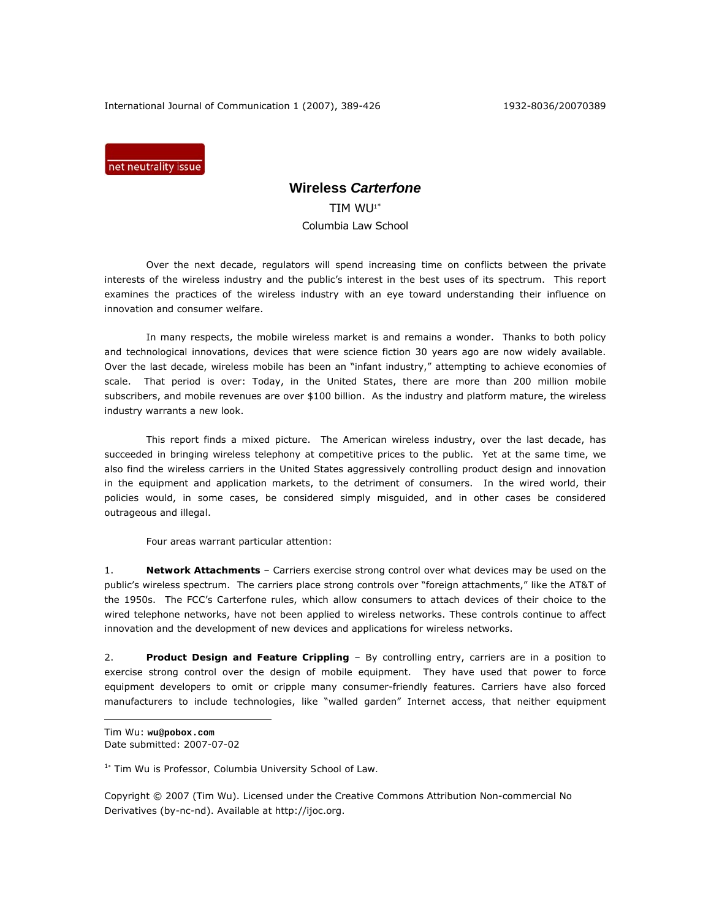net neutrality issue

# Wireless *Carterfone*

TIM WU[1*]

Columbia Law School

Over the next decade, regulators will spend increasing time on conflicts between the private interests of the wireless industry and the public's interest in the best uses of its spectrum. This report examines the practices of the wireless industry with an eye toward understanding their influence on innovation and consumer welfare.

In many respects, the mobile wireless market is and remains a wonder. Thanks to both policy and technological innovations, devices that were science fiction 30 years ago are now widely available. Over the last decade, wireless mobile has been an "infant industry," attempting to achieve economies of scale. That period is over: Today, in the United States, there are more than 200 million mobile subscribers, and mobile revenues are over $100 billion. As the industry and platform mature, the wireless industry warrants a new look.

This report finds a mixed picture. The American wireless industry, over the last decade, has succeeded in bringing wireless telephony at competitive prices to the public. Yet at the same time, we also find the wireless carriers in the United States aggressively controlling product design and innovation in the equipment and application markets, to the detriment of consumers. In the wired world, their policies would, in some cases, be considered simply misguided, and in other cases be considered outrageous and illegal.

Four areas warrant particular attention:

1. **Network Attachments** – Carriers exercise strong control over what devices may be used on the public's wireless spectrum. The carriers place strong controls over "foreign attachments," like the AT&T of the 1950s. The FCC's Carterfone rules, which allow consumers to attach devices of their choice to the wired telephone networks, have not been applied to wireless networks. These controls continue to affect innovation and the development of new devices and applications for wireless networks.

2. **Product Design and Feature Crippling** – By controlling entry, carriers are in a position to exercise strong control over the design of mobile equipment. They have used that power to force equipment developers to omit or cripple many consumer-friendly features. Carriers have also forced manufacturers to include technologies, like "walled garden" Internet access, that neither equipment

---

Tim Wu: **wu@pobox.com**
Date submitted: 2007-07-02

[1*] Tim Wu is Professor, Columbia University School of Law.

Copyright © 2007 (Tim Wu). Licensed under the Creative Commons Attribution Non-commercial No Derivatives (by-nc-nd). Available at http://ijoc.org.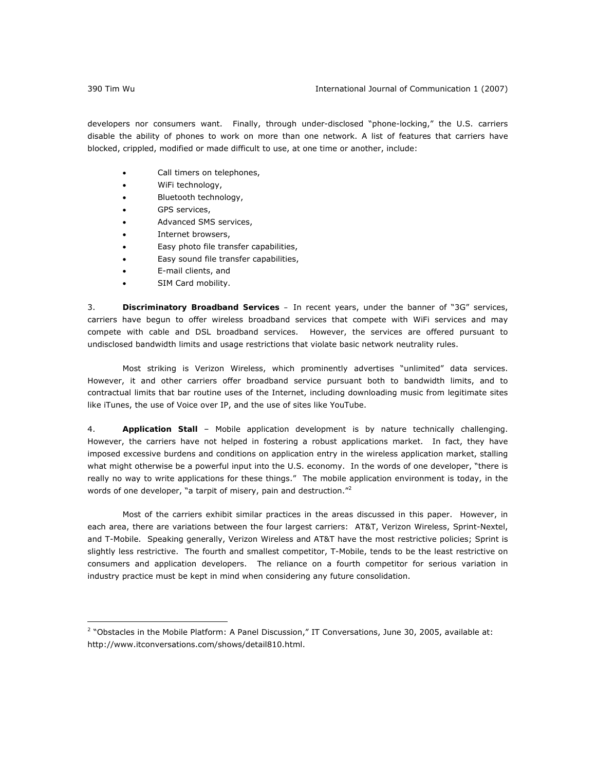developers nor consumers want. Finally, through under-disclosed "phone-locking," the U.S. carriers disable the ability of phones to work on more than one network. A list of features that carriers have blocked, crippled, modified or made difficult to use, at one time or another, include:

- Call timers on telephones,
- WiFi technology,
- Bluetooth technology,
- GPS services,
- Advanced SMS services,
- Internet browsers,
- Easy photo file transfer capabilities,
- Easy sound file transfer capabilities,
- E-mail clients, and
- SIM Card mobility.

3. **Discriminatory Broadband Services** – In recent years, under the banner of "3G" services, carriers have begun to offer wireless broadband services that compete with WiFi services and may compete with cable and DSL broadband services. However, the services are offered pursuant to undisclosed bandwidth limits and usage restrictions that violate basic network neutrality rules.

Most striking is Verizon Wireless, which prominently advertises "unlimited" data services. However, it and other carriers offer broadband service pursuant both to bandwidth limits, and to contractual limits that bar routine uses of the Internet, including downloading music from legitimate sites like iTunes, the use of Voice over IP, and the use of sites like YouTube.

4. **Application Stall** – Mobile application development is by nature technically challenging. However, the carriers have not helped in fostering a robust applications market. In fact, they have imposed excessive burdens and conditions on application entry in the wireless application market, stalling what might otherwise be a powerful input into the U.S. economy. In the words of one developer, "there is really no way to write applications for these things." The mobile application environment is today, in the words of one developer, "a tarpit of misery, pain and destruction."[2]

Most of the carriers exhibit similar practices in the areas discussed in this paper. However, in each area, there are variations between the four largest carriers: AT&T, Verizon Wireless, Sprint-Nextel, and T-Mobile. Speaking generally, Verizon Wireless and AT&T have the most restrictive policies; Sprint is slightly less restrictive. The fourth and smallest competitor, T-Mobile, tends to be the least restrictive on consumers and application developers. The reliance on a fourth competitor for serious variation in industry practice must be kept in mind when considering any future consolidation.

---

[2] "Obstacles in the Mobile Platform: A Panel Discussion," IT Conversations, June 30, 2005, available at: http://www.itconversations.com/shows/detail810.html.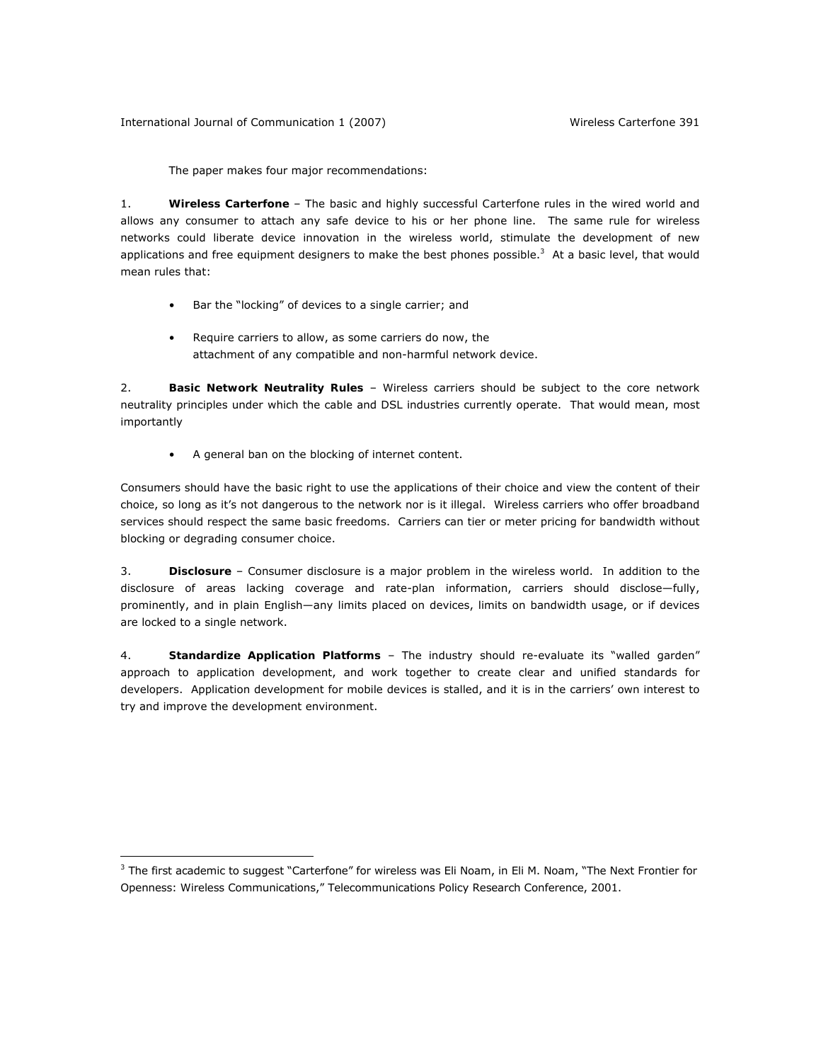The paper makes four major recommendations:

1. **Wireless Carterfone** – The basic and highly successful Carterfone rules in the wired world and allows any consumer to attach any safe device to his or her phone line. The same rule for wireless networks could liberate device innovation in the wireless world, stimulate the development of new applications and free equipment designers to make the best phones possible.[3] At a basic level, that would mean rules that:

   - Bar the "locking" of devices to a single carrier; and
   - Require carriers to allow, as some carriers do now, the attachment of any compatible and non-harmful network device.

2. **Basic Network Neutrality Rules** – Wireless carriers should be subject to the core network neutrality principles under which the cable and DSL industries currently operate. That would mean, most importantly

   - A general ban on the blocking of internet content.

Consumers should have the basic right to use the applications of their choice and view the content of their choice, so long as it's not dangerous to the network nor is it illegal. Wireless carriers who offer broadband services should respect the same basic freedoms. Carriers can tier or meter pricing for bandwidth without blocking or degrading consumer choice.

3. **Disclosure** – Consumer disclosure is a major problem in the wireless world. In addition to the disclosure of areas lacking coverage and rate-plan information, carriers should disclose—fully, prominently, and in plain English—any limits placed on devices, limits on bandwidth usage, or if devices are locked to a single network.

4. **Standardize Application Platforms** – The industry should re-evaluate its "walled garden" approach to application development, and work together to create clear and unified standards for developers. Application development for mobile devices is stalled, and it is in the carriers' own interest to try and improve the development environment.

---

[3] The first academic to suggest "Carterfone" for wireless was Eli Noam, in Eli M. Noam, "The Next Frontier for Openness: Wireless Communications," Telecommunications Policy Research Conference, 2001.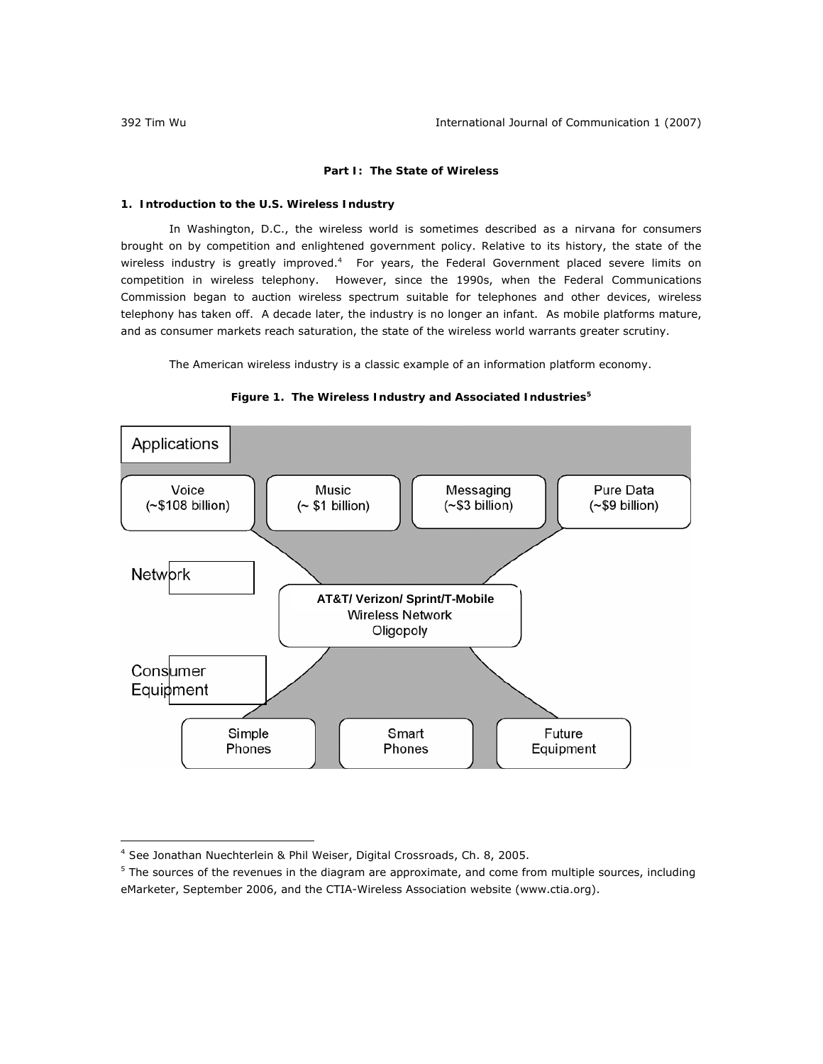## Part I: The State of Wireless

### 1. Introduction to the U.S. Wireless Industry

In Washington, D.C., the wireless world is sometimes described as a nirvana for consumers brought on by competition and enlightened government policy. Relative to its history, the state of the wireless industry is greatly improved.[4] For years, the Federal Government placed severe limits on competition in wireless telephony. However, since the 1990s, when the Federal Communications Commission began to auction wireless spectrum suitable for telephones and other devices, wireless telephony has taken off. A decade later, the industry is no longer an infant. As mobile platforms mature, and as consumer markets reach saturation, the state of the wireless world warrants greater scrutiny.

The American wireless industry is a classic example of an information platform economy.

**Figure 1. The Wireless Industry and Associated Industries[5]**

Applications

Voice (~$108 billion) | Music (~ $1 billion) | Messaging (~$3 billion) | Pure Data (~$9 billion)

Network

AT&T/ Verizon/ Sprint/T-Mobile Wireless Network Oligopoly

Consumer Equipment

Simple Phones | Smart Phones | Future Equipment

---

[4] See Jonathan Nuechterlein & Phil Weiser, Digital Crossroads, Ch. 8, 2005.

[5] The sources of the revenues in the diagram are approximate, and come from multiple sources, including eMarketer, September 2006, and the CTIA-Wireless Association website (www.ctia.org).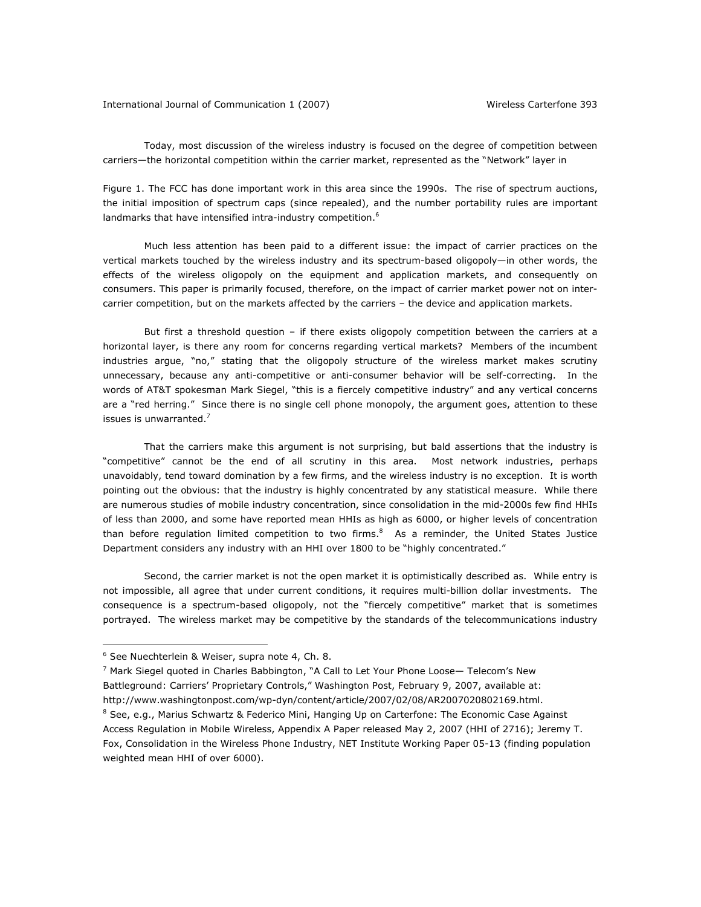Today, most discussion of the wireless industry is focused on the degree of competition between carriers—the horizontal competition within the carrier market, represented as the "Network" layer in

Figure 1. The FCC has done important work in this area since the 1990s. The rise of spectrum auctions, the initial imposition of spectrum caps (since repealed), and the number portability rules are important landmarks that have intensified intra-industry competition.[6]

Much less attention has been paid to a different issue: the impact of carrier practices on the vertical markets touched by the wireless industry and its spectrum-based oligopoly—in other words, the effects of the wireless oligopoly on the equipment and application markets, and consequently on consumers. This paper is primarily focused, therefore, on the impact of carrier market power not on inter-carrier competition, but on the markets affected by the carriers – the device and application markets.

But first a threshold question – if there exists oligopoly competition between the carriers at a horizontal layer, is there any room for concerns regarding vertical markets? Members of the incumbent industries argue, "no," stating that the oligopoly structure of the wireless market makes scrutiny unnecessary, because any anti-competitive or anti-consumer behavior will be self-correcting. In the words of AT&T spokesman Mark Siegel, "this is a fiercely competitive industry" and any vertical concerns are a "red herring." Since there is no single cell phone monopoly, the argument goes, attention to these issues is unwarranted.[7]

That the carriers make this argument is not surprising, but bald assertions that the industry is "competitive" cannot be the end of all scrutiny in this area. Most network industries, perhaps unavoidably, tend toward domination by a few firms, and the wireless industry is no exception. It is worth pointing out the obvious: that the industry is highly concentrated by any statistical measure. While there are numerous studies of mobile industry concentration, since consolidation in the mid-2000s few find HHIs of less than 2000, and some have reported mean HHIs as high as 6000, or higher levels of concentration than before regulation limited competition to two firms.[8] As a reminder, the United States Justice Department considers any industry with an HHI over 1800 to be "highly concentrated."

Second, the carrier market is not the open market it is optimistically described as. While entry is not impossible, all agree that under current conditions, it requires multi-billion dollar investments. The consequence is a spectrum-based oligopoly, not the "fiercely competitive" market that is sometimes portrayed. The wireless market may be competitive by the standards of the telecommunications industry

---

[6] See Nuechterlein & Weiser, supra note 4, Ch. 8.

[7] Mark Siegel quoted in Charles Babbington, "A Call to Let Your Phone Loose— Telecom's New Battleground: Carriers' Proprietary Controls," Washington Post, February 9, 2007, available at: http://www.washingtonpost.com/wp-dyn/content/article/2007/02/08/AR2007020802169.html.

[8] See, e.g., Marius Schwartz & Federico Mini, Hanging Up on Carterfone: The Economic Case Against Access Regulation in Mobile Wireless, Appendix A Paper released May 2, 2007 (HHI of 2716); Jeremy T. Fox, Consolidation in the Wireless Phone Industry, NET Institute Working Paper 05-13 (finding population weighted mean HHI of over 6000).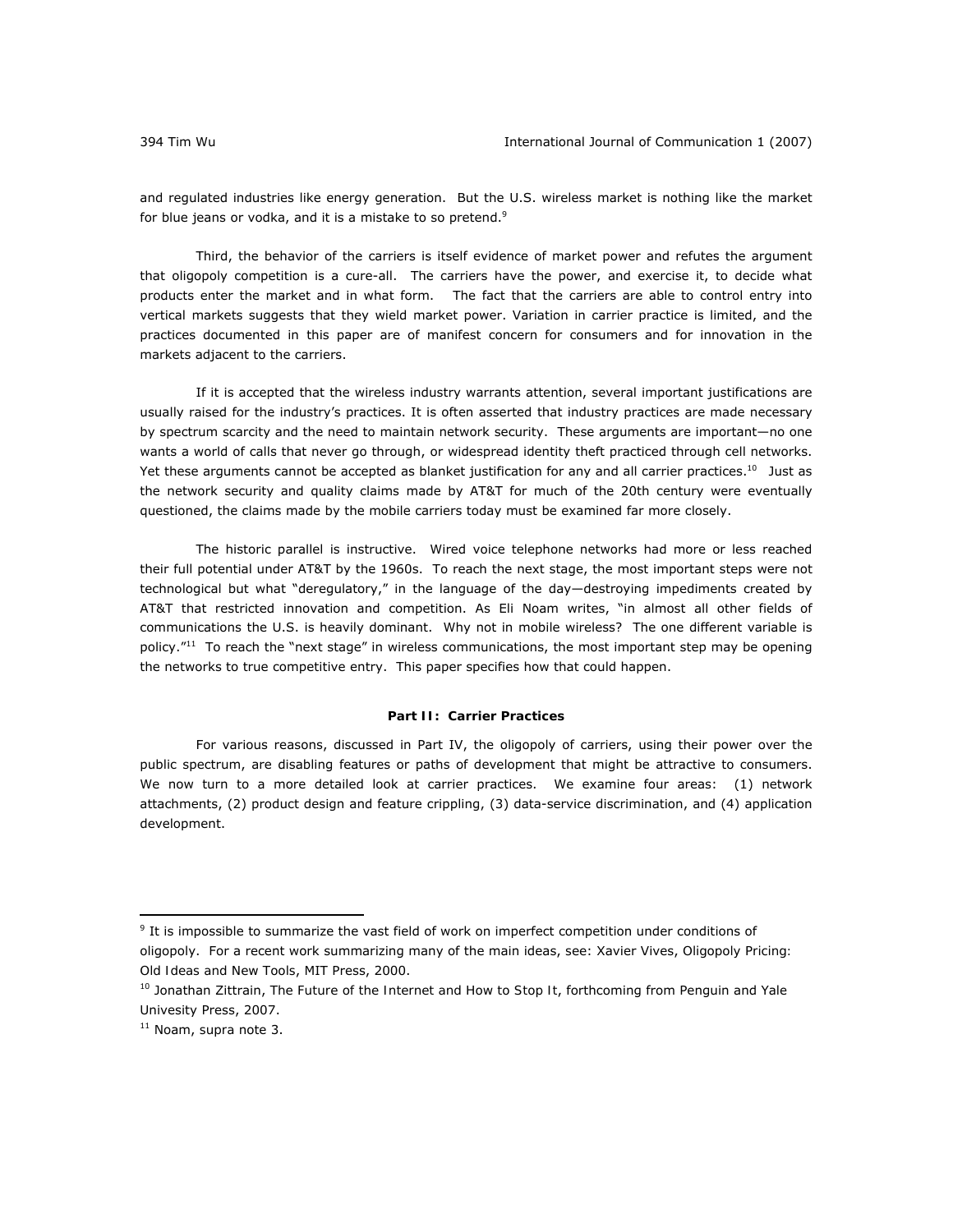and regulated industries like energy generation. But the U.S. wireless market is nothing like the market for blue jeans or vodka, and it is a mistake to so pretend.[9]

Third, the behavior of the carriers is itself evidence of market power and refutes the argument that oligopoly competition is a cure-all. The carriers have the power, and exercise it, to decide what products enter the market and in what form. The fact that the carriers are able to control entry into vertical markets suggests that they wield market power. Variation in carrier practice is limited, and the practices documented in this paper are of manifest concern for consumers and for innovation in the markets adjacent to the carriers.

If it is accepted that the wireless industry warrants attention, several important justifications are usually raised for the industry's practices. It is often asserted that industry practices are made necessary by spectrum scarcity and the need to maintain network security. These arguments are important—no one wants a world of calls that never go through, or widespread identity theft practiced through cell networks. Yet these arguments cannot be accepted as blanket justification for any and all carrier practices.[10] Just as the network security and quality claims made by AT&T for much of the 20th century were eventually questioned, the claims made by the mobile carriers today must be examined far more closely.

The historic parallel is instructive. Wired voice telephone networks had more or less reached their full potential under AT&T by the 1960s. To reach the next stage, the most important steps were not technological but what "deregulatory," in the language of the day—destroying impediments created by AT&T that restricted innovation and competition. As Eli Noam writes, "in almost all other fields of communications the U.S. is heavily dominant. Why not in mobile wireless? The one different variable is policy."[11] To reach the "next stage" in wireless communications, the most important step may be opening the networks to true competitive entry. This paper specifies how that could happen.

## Part II: Carrier Practices

For various reasons, discussed in Part IV, the oligopoly of carriers, using their power over the public spectrum, are disabling features or paths of development that might be attractive to consumers. We now turn to a more detailed look at carrier practices. We examine four areas: (1) network attachments, (2) product design and feature crippling, (3) data-service discrimination, and (4) application development.

---

[9] It is impossible to summarize the vast field of work on imperfect competition under conditions of oligopoly. For a recent work summarizing many of the main ideas, see: Xavier Vives, *Oligopoly Pricing: Old Ideas and New Tools*, MIT Press, 2000.

[10] Jonathan Zittrain, *The Future of the Internet and How to Stop It*, forthcoming from Penguin and Yale Univesity Press, 2007.

[11] Noam, supra note 3.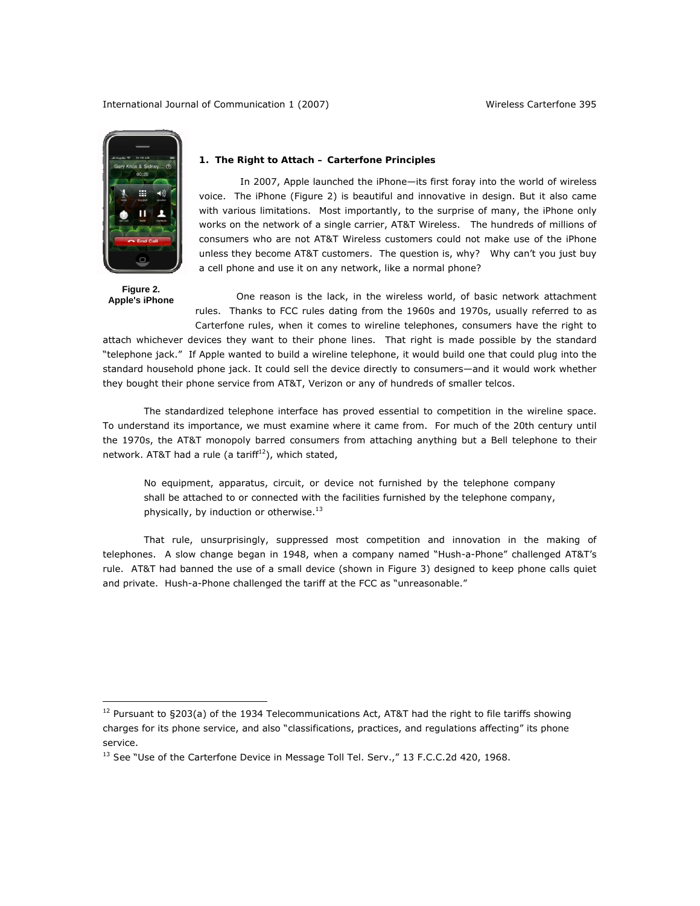**Figure 2. Apple's iPhone**

### 1. The Right to Attach – Carterfone Principles

In 2007, Apple launched the iPhone—its first foray into the world of wireless voice. The iPhone (Figure 2) is beautiful and innovative in design. But it also came with various limitations. Most importantly, to the surprise of many, the iPhone only works on the network of a single carrier, AT&T Wireless. The hundreds of millions of consumers who are not AT&T Wireless customers could not make use of the iPhone unless they become AT&T customers. The question is, why? Why can't you just buy a cell phone and use it on any network, like a normal phone?

One reason is the lack, in the wireless world, of basic network attachment rules. Thanks to FCC rules dating from the 1960s and 1970s, usually referred to as Carterfone rules, when it comes to wireline telephones, consumers have the right to attach whichever devices they want to their phone lines. That right is made possible by the standard "telephone jack." If Apple wanted to build a wireline telephone, it would build one that could plug into the standard household phone jack. It could sell the device directly to consumers—and it would work whether they bought their phone service from AT&T, Verizon or any of hundreds of smaller telcos.

The standardized telephone interface has proved essential to competition in the wireline space. To understand its importance, we must examine where it came from. For much of the 20th century until the 1970s, the AT&T monopoly barred consumers from attaching anything but a Bell telephone to their network. AT&T had a rule (a tariff[12]), which stated,

> No equipment, apparatus, circuit, or device not furnished by the telephone company shall be attached to or connected with the facilities furnished by the telephone company, physically, by induction or otherwise.[13]

That rule, unsurprisingly, suppressed most competition and innovation in the making of telephones. A slow change began in 1948, when a company named "Hush-a-Phone" challenged AT&T's rule. AT&T had banned the use of a small device (shown in Figure 3) designed to keep phone calls quiet and private. Hush-a-Phone challenged the tariff at the FCC as "unreasonable."

---

[12] Pursuant to §203(a) of the 1934 Telecommunications Act, AT&T had the right to file tariffs showing charges for its phone service, and also "classifications, practices, and regulations affecting" its phone service.

[13] See "Use of the Carterfone Device in Message Toll Tel. Serv.," 13 F.C.C.2d 420, 1968.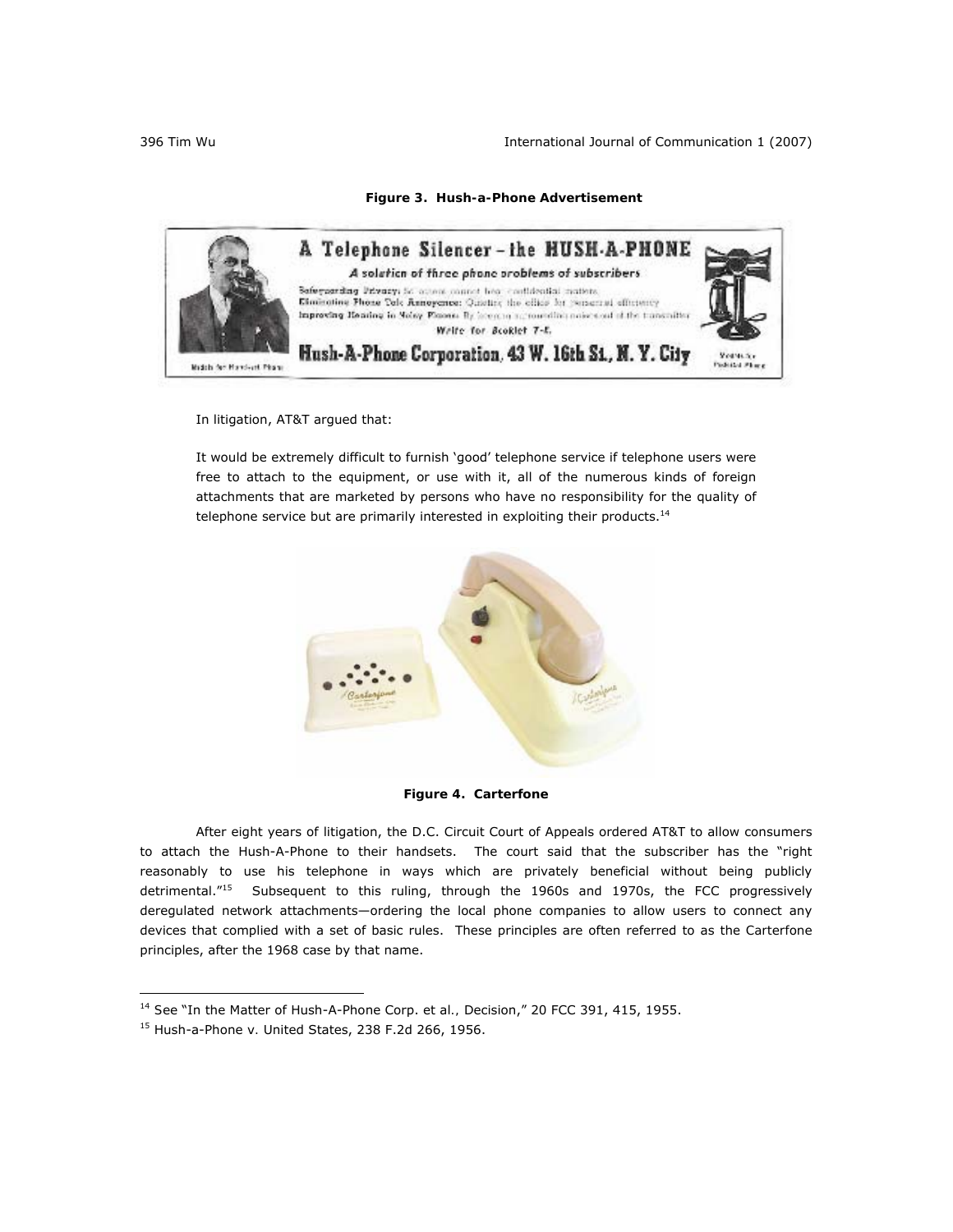**Figure 3. Hush-a-Phone Advertisement**

In litigation, AT&T argued that:

> It would be extremely difficult to furnish 'good' telephone service if telephone users were free to attach to the equipment, or use with it, all of the numerous kinds of foreign attachments that are marketed by persons who have no responsibility for the quality of telephone service but are primarily interested in exploiting their products.[14]

**Figure 4. Carterfone**

After eight years of litigation, the D.C. Circuit Court of Appeals ordered AT&T to allow consumers to attach the Hush-A-Phone to their handsets. The court said that the subscriber has the "right reasonably to use his telephone in ways which are privately beneficial without being publicly detrimental."[15] Subsequent to this ruling, through the 1960s and 1970s, the FCC progressively deregulated network attachments—ordering the local phone companies to allow users to connect any devices that complied with a set of basic rules. These principles are often referred to as the Carterfone principles, after the 1968 case by that name.

---

[14] See "In the Matter of Hush-A-Phone Corp. et al., Decision," 20 FCC 391, 415, 1955.

[15] Hush-a-Phone v. United States, 238 F.2d 266, 1956.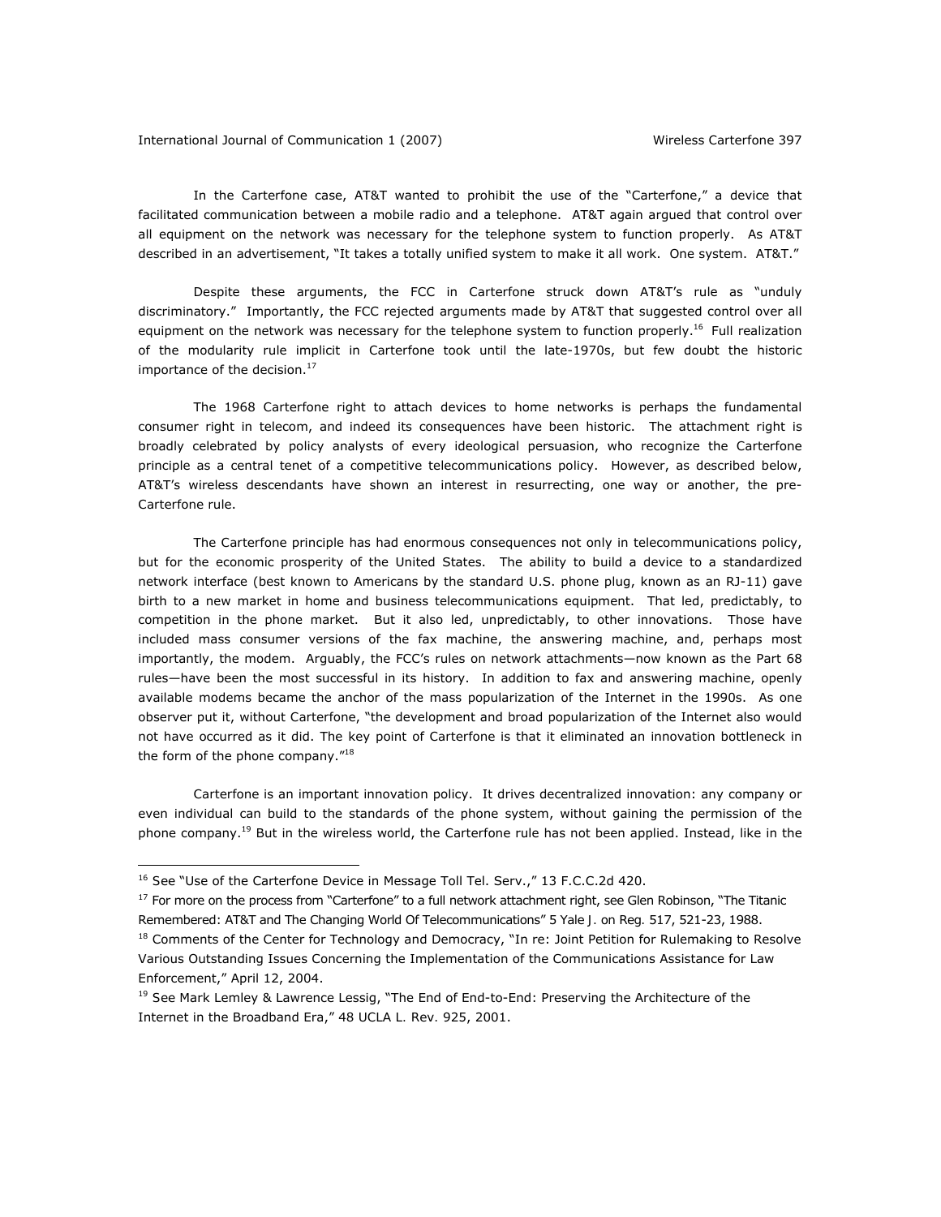In the Carterfone case, AT&T wanted to prohibit the use of the "Carterfone," a device that facilitated communication between a mobile radio and a telephone. AT&T again argued that control over all equipment on the network was necessary for the telephone system to function properly. As AT&T described in an advertisement, "It takes a totally unified system to make it all work. One system. AT&T."

Despite these arguments, the FCC in Carterfone struck down AT&T's rule as "unduly discriminatory." Importantly, the FCC rejected arguments made by AT&T that suggested control over all equipment on the network was necessary for the telephone system to function properly.[16] Full realization of the modularity rule implicit in Carterfone took until the late-1970s, but few doubt the historic importance of the decision.[17]

The 1968 Carterfone right to attach devices to home networks is perhaps the fundamental consumer right in telecom, and indeed its consequences have been historic. The attachment right is broadly celebrated by policy analysts of every ideological persuasion, who recognize the Carterfone principle as a central tenet of a competitive telecommunications policy. However, as described below, AT&T's wireless descendants have shown an interest in resurrecting, one way or another, the pre-Carterfone rule.

The Carterfone principle has had enormous consequences not only in telecommunications policy, but for the economic prosperity of the United States. The ability to build a device to a standardized network interface (best known to Americans by the standard U.S. phone plug, known as an RJ-11) gave birth to a new market in home and business telecommunications equipment. That led, predictably, to competition in the phone market. But it also led, unpredictably, to other innovations. Those have included mass consumer versions of the fax machine, the answering machine, and, perhaps most importantly, the modem. Arguably, the FCC's rules on network attachments—now known as the Part 68 rules—have been the most successful in its history. In addition to fax and answering machine, openly available modems became the anchor of the mass popularization of the Internet in the 1990s. As one observer put it, without Carterfone, "the development and broad popularization of the Internet also would not have occurred as it did. The key point of Carterfone is that it eliminated an innovation bottleneck in the form of the phone company."[18]

Carterfone is an important innovation policy. It drives decentralized innovation: any company or even individual can build to the standards of the phone system, without gaining the permission of the phone company.[19] But in the wireless world, the Carterfone rule has not been applied. Instead, like in the

---

[16] See "Use of the Carterfone Device in Message Toll Tel. Serv.," 13 F.C.C.2d 420.

[17] For more on the process from "Carterfone" to a full network attachment right, see Glen Robinson, "The Titanic Remembered: AT&T and The Changing World Of Telecommunications" 5 Yale J. on Reg. 517, 521-23, 1988.

[18] Comments of the Center for Technology and Democracy, "In re: Joint Petition for Rulemaking to Resolve Various Outstanding Issues Concerning the Implementation of the Communications Assistance for Law Enforcement," April 12, 2004.

[19] See Mark Lemley & Lawrence Lessig, "The End of End-to-End: Preserving the Architecture of the Internet in the Broadband Era," 48 UCLA L. Rev. 925, 2001.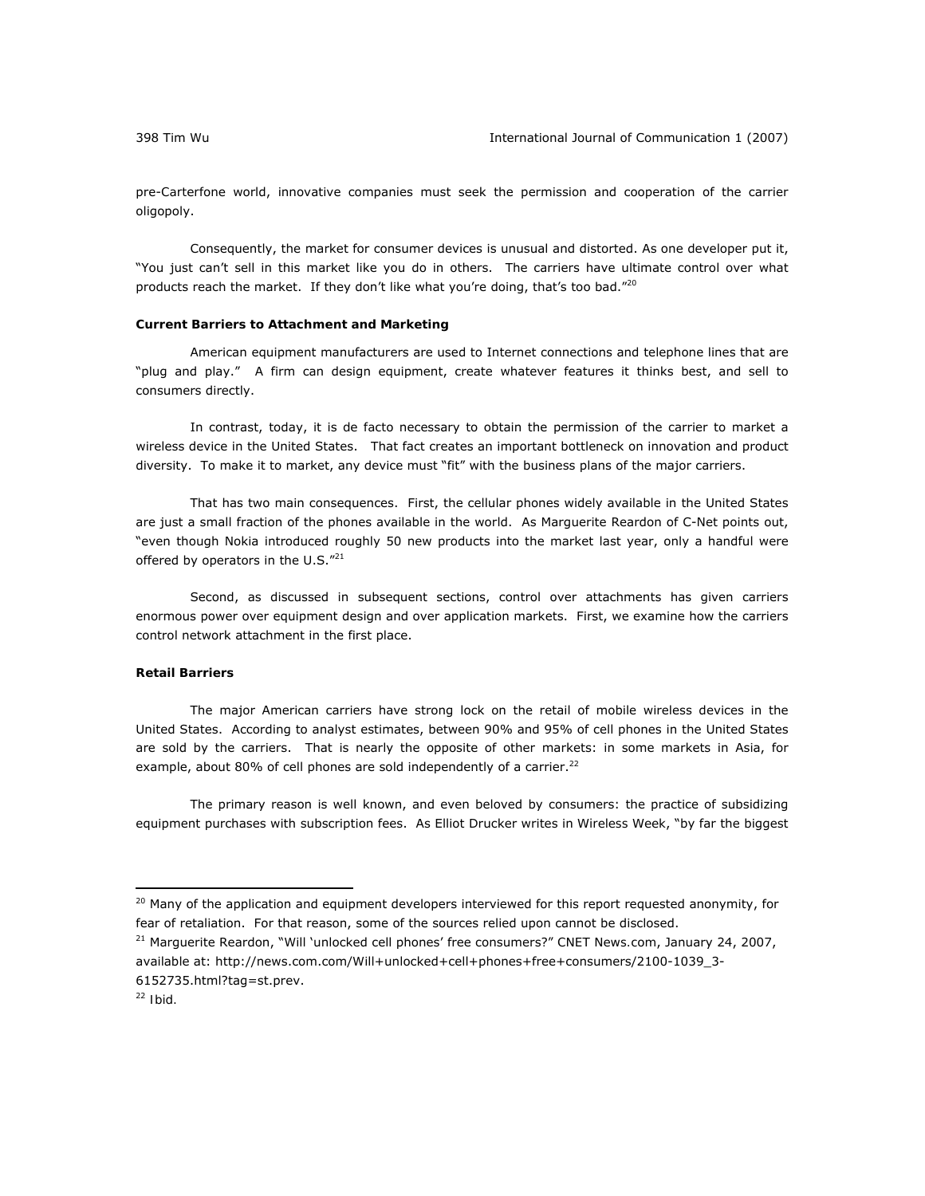pre-Carterfone world, innovative companies must seek the permission and cooperation of the carrier oligopoly.

Consequently, the market for consumer devices is unusual and distorted. As one developer put it, "You just can't sell in this market like you do in others. The carriers have ultimate control over what products reach the market. If they don't like what you're doing, that's too bad."[20]

**Current Barriers to Attachment and Marketing**

American equipment manufacturers are used to Internet connections and telephone lines that are "plug and play." A firm can design equipment, create whatever features it thinks best, and sell to consumers directly.

In contrast, today, it is de facto necessary to obtain the permission of the carrier to market a wireless device in the United States. That fact creates an important bottleneck on innovation and product diversity. To make it to market, any device must "fit" with the business plans of the major carriers.

That has two main consequences. First, the cellular phones widely available in the United States are just a small fraction of the phones available in the world. As Marguerite Reardon of C-Net points out, "even though Nokia introduced roughly 50 new products into the market last year, only a handful were offered by operators in the U.S."[21]

Second, as discussed in subsequent sections, control over attachments has given carriers enormous power over equipment design and over application markets. First, we examine how the carriers control network attachment in the first place.

**Retail Barriers**

The major American carriers have strong lock on the retail of mobile wireless devices in the United States. According to analyst estimates, between 90% and 95% of cell phones in the United States are sold by the carriers. That is nearly the opposite of other markets: in some markets in Asia, for example, about 80% of cell phones are sold independently of a carrier.[22]

The primary reason is well known, and even beloved by consumers: the practice of subsidizing equipment purchases with subscription fees. As Elliot Drucker writes in Wireless Week, "by far the biggest

---

[20] Many of the application and equipment developers interviewed for this report requested anonymity, for fear of retaliation. For that reason, some of the sources relied upon cannot be disclosed.

[21] Marguerite Reardon, "Will 'unlocked cell phones' free consumers?" CNET News.com, January 24, 2007, available at: http://news.com.com/Will+unlocked+cell+phones+free+consumers/2100-1039_3-6152735.html?tag=st.prev.

[22] Ibid.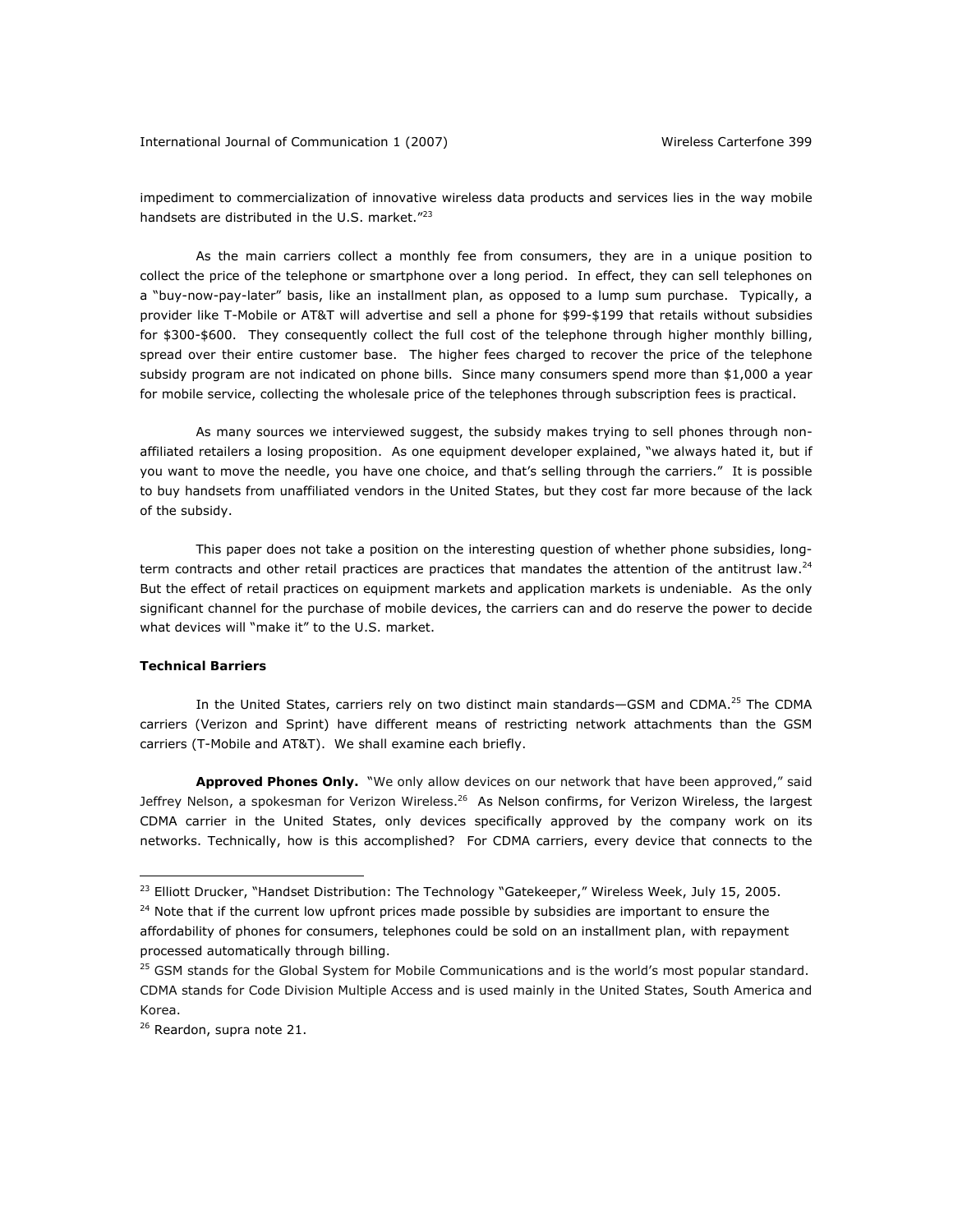impediment to commercialization of innovative wireless data products and services lies in the way mobile handsets are distributed in the U.S. market."[23]

As the main carriers collect a monthly fee from consumers, they are in a unique position to collect the price of the telephone or smartphone over a long period. In effect, they can sell telephones on a "buy-now-pay-later" basis, like an installment plan, as opposed to a lump sum purchase. Typically, a provider like T-Mobile or AT&T will advertise and sell a phone for $99-$199 that retails without subsidies for $300-$600. They consequently collect the full cost of the telephone through higher monthly billing, spread over their entire customer base. The higher fees charged to recover the price of the telephone subsidy program are not indicated on phone bills. Since many consumers spend more than $1,000 a year for mobile service, collecting the wholesale price of the telephones through subscription fees is practical.

As many sources we interviewed suggest, the subsidy makes trying to sell phones through non-affiliated retailers a losing proposition. As one equipment developer explained, "we always hated it, but if you want to move the needle, you have one choice, and that's selling through the carriers." It is possible to buy handsets from unaffiliated vendors in the United States, but they cost far more because of the lack of the subsidy.

This paper does not take a position on the interesting question of whether phone subsidies, long-term contracts and other retail practices are practices that mandates the attention of the antitrust law.[24] But the effect of retail practices on equipment markets and application markets is undeniable. As the only significant channel for the purchase of mobile devices, the carriers can and do reserve the power to decide what devices will "make it" to the U.S. market.

### Technical Barriers

In the United States, carriers rely on two distinct main standards—GSM and CDMA.[25] The CDMA carriers (Verizon and Sprint) have different means of restricting network attachments than the GSM carriers (T-Mobile and AT&T). We shall examine each briefly.

**Approved Phones Only.** "We only allow devices on our network that have been approved," said Jeffrey Nelson, a spokesman for Verizon Wireless.[26] As Nelson confirms, for Verizon Wireless, the largest CDMA carrier in the United States, only devices specifically approved by the company work on its networks. Technically, how is this accomplished? For CDMA carriers, every device that connects to the

---

[23] Elliott Drucker, "Handset Distribution: The Technology "Gatekeeper," Wireless Week, July 15, 2005.

[24] Note that if the current low upfront prices made possible by subsidies are important to ensure the affordability of phones for consumers, telephones could be sold on an installment plan, with repayment processed automatically through billing.

[25] GSM stands for the Global System for Mobile Communications and is the world's most popular standard. CDMA stands for Code Division Multiple Access and is used mainly in the United States, South America and Korea.

[26] Reardon, supra note 21.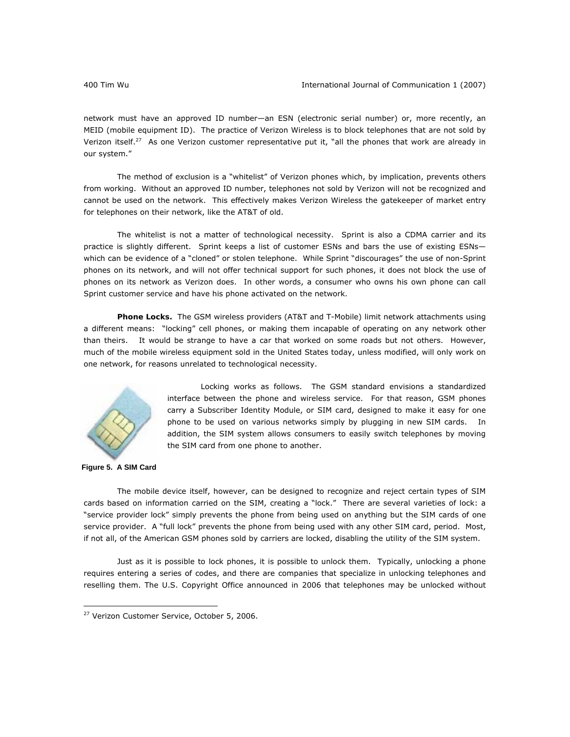network must have an approved ID number—an ESN (electronic serial number) or, more recently, an MEID (mobile equipment ID). The practice of Verizon Wireless is to block telephones that are not sold by Verizon itself.[27] As one Verizon customer representative put it, "all the phones that work are already in our system."

The method of exclusion is a "whitelist" of Verizon phones which, by implication, prevents others from working. Without an approved ID number, telephones not sold by Verizon will not be recognized and cannot be used on the network. This effectively makes Verizon Wireless the gatekeeper of market entry for telephones on their network, like the AT&T of old.

The whitelist is not a matter of technological necessity. Sprint is also a CDMA carrier and its practice is slightly different. Sprint keeps a list of customer ESNs and bars the use of existing ESNs—which can be evidence of a "cloned" or stolen telephone. While Sprint "discourages" the use of non-Sprint phones on its network, and will not offer technical support for such phones, it does not block the use of phones on its network as Verizon does. In other words, a consumer who owns his own phone can call Sprint customer service and have his phone activated on the network.

**Phone Locks.** The GSM wireless providers (AT&T and T-Mobile) limit network attachments using a different means: "locking" cell phones, or making them incapable of operating on any network other than theirs. It would be strange to have a car that worked on some roads but not others. However, much of the mobile wireless equipment sold in the United States today, unless modified, will only work on one network, for reasons unrelated to technological necessity.

Locking works as follows. The GSM standard envisions a standardized interface between the phone and wireless service. For that reason, GSM phones carry a Subscriber Identity Module, or SIM card, designed to make it easy for one phone to be used on various networks simply by plugging in new SIM cards. In addition, the SIM system allows consumers to easily switch telephones by moving the SIM card from one phone to another.

**Figure 5. A SIM Card**

The mobile device itself, however, can be designed to recognize and reject certain types of SIM cards based on information carried on the SIM, creating a "lock." There are several varieties of lock: a "service provider lock" simply prevents the phone from being used on anything but the SIM cards of one service provider. A "full lock" prevents the phone from being used with any other SIM card, period. Most, if not all, of the American GSM phones sold by carriers are locked, disabling the utility of the SIM system.

Just as it is possible to lock phones, it is possible to unlock them. Typically, unlocking a phone requires entering a series of codes, and there are companies that specialize in unlocking telephones and reselling them. The U.S. Copyright Office announced in 2006 that telephones may be unlocked without

---

[27] Verizon Customer Service, October 5, 2006.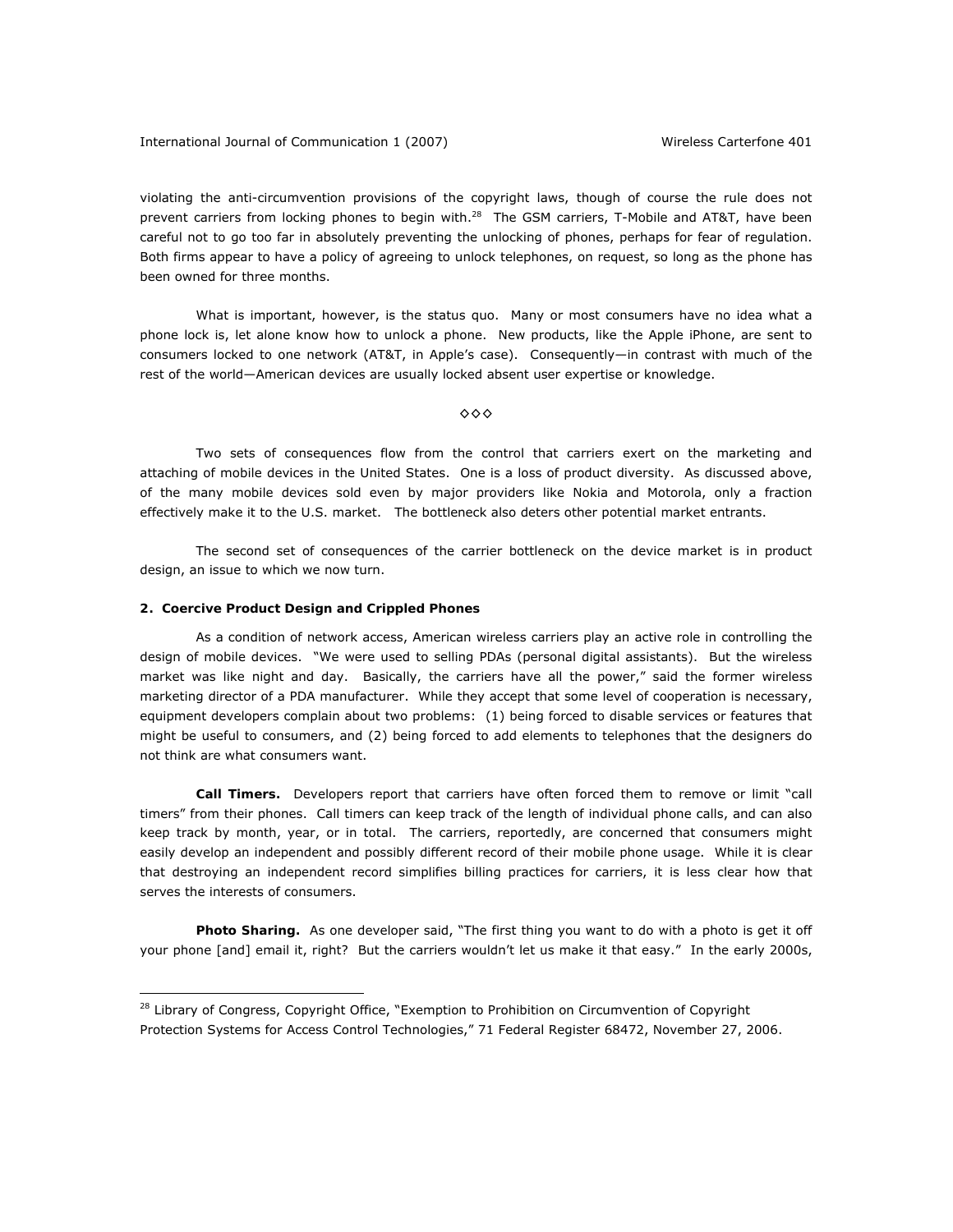violating the anti-circumvention provisions of the copyright laws, though of course the rule does not prevent carriers from locking phones to begin with.[28] The GSM carriers, T-Mobile and AT&T, have been careful not to go too far in absolutely preventing the unlocking of phones, perhaps for fear of regulation. Both firms appear to have a policy of agreeing to unlock telephones, on request, so long as the phone has been owned for three months.

What is important, however, is the status quo. Many or most consumers have no idea what a phone lock is, let alone know how to unlock a phone. New products, like the Apple iPhone, are sent to consumers locked to one network (AT&T, in Apple's case). Consequently—in contrast with much of the rest of the world—American devices are usually locked absent user expertise or knowledge.

◇◇◇

Two sets of consequences flow from the control that carriers exert on the marketing and attaching of mobile devices in the United States. One is a loss of product diversity. As discussed above, of the many mobile devices sold even by major providers like Nokia and Motorola, only a fraction effectively make it to the U.S. market. The bottleneck also deters other potential market entrants.

The second set of consequences of the carrier bottleneck on the device market is in product design, an issue to which we now turn.

### 2. Coercive Product Design and Crippled Phones

As a condition of network access, American wireless carriers play an active role in controlling the design of mobile devices. "We were used to selling PDAs (personal digital assistants). But the wireless market was like night and day. Basically, the carriers have all the power," said the former wireless marketing director of a PDA manufacturer. While they accept that some level of cooperation is necessary, equipment developers complain about two problems: (1) being forced to disable services or features that might be useful to consumers, and (2) being forced to add elements to telephones that the designers do not think are what consumers want.

**Call Timers.** Developers report that carriers have often forced them to remove or limit "call timers" from their phones. Call timers can keep track of the length of individual phone calls, and can also keep track by month, year, or in total. The carriers, reportedly, are concerned that consumers might easily develop an independent and possibly different record of their mobile phone usage. While it is clear that destroying an independent record simplifies billing practices for carriers, it is less clear how that serves the interests of consumers.

**Photo Sharing.** As one developer said, "The first thing you want to do with a photo is get it off your phone [and] email it, right? But the carriers wouldn't let us make it that easy." In the early 2000s,

[28] Library of Congress, Copyright Office, "Exemption to Prohibition on Circumvention of Copyright Protection Systems for Access Control Technologies," 71 Federal Register 68472, November 27, 2006.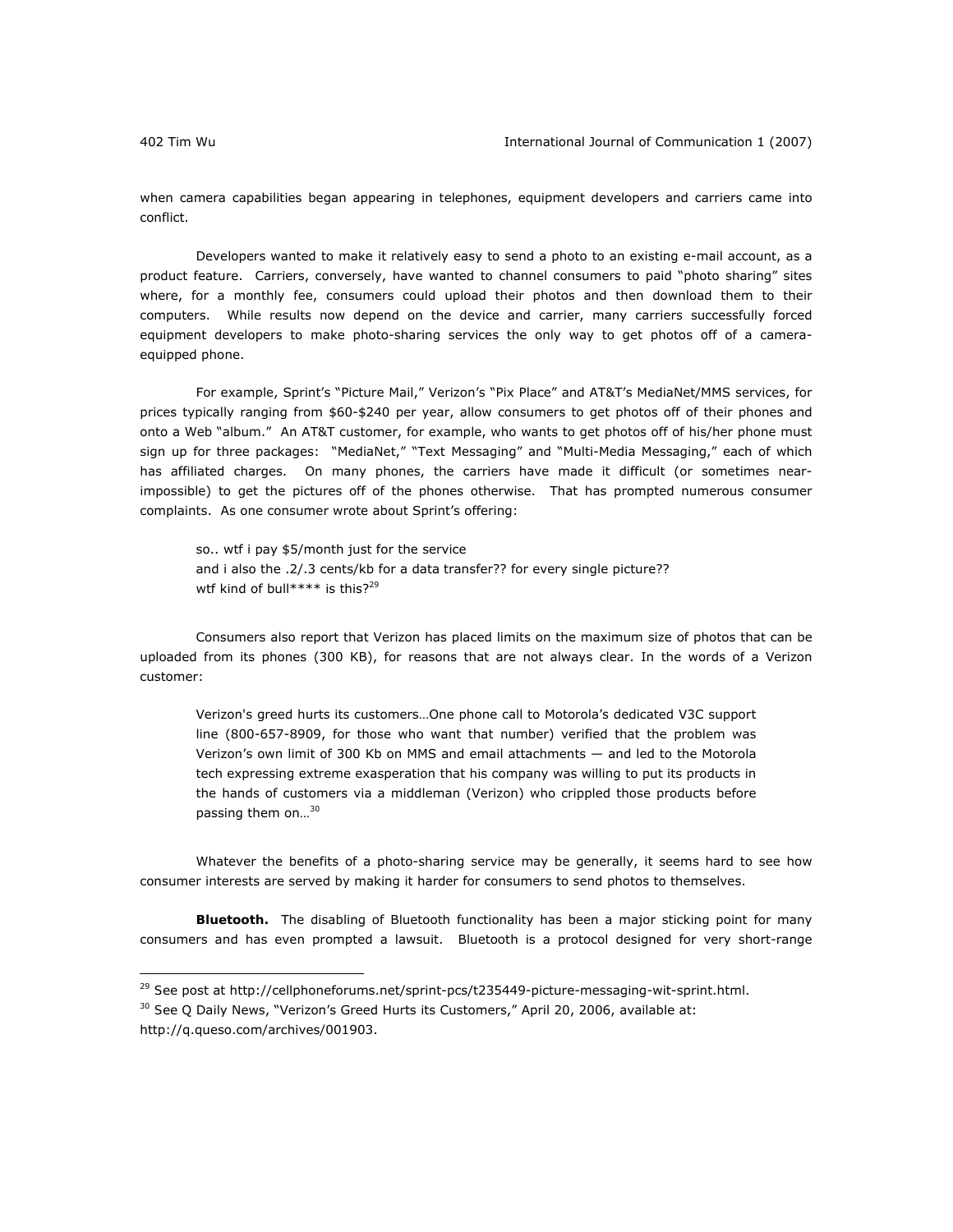when camera capabilities began appearing in telephones, equipment developers and carriers came into conflict.

Developers wanted to make it relatively easy to send a photo to an existing e-mail account, as a product feature. Carriers, conversely, have wanted to channel consumers to paid "photo sharing" sites where, for a monthly fee, consumers could upload their photos and then download them to their computers. While results now depend on the device and carrier, many carriers successfully forced equipment developers to make photo-sharing services the only way to get photos off of a camera-equipped phone.

For example, Sprint's "Picture Mail," Verizon's "Pix Place" and AT&T's MediaNet/MMS services, for prices typically ranging from $60-$240 per year, allow consumers to get photos off of their phones and onto a Web "album." An AT&T customer, for example, who wants to get photos off of his/her phone must sign up for three packages: "MediaNet," "Text Messaging" and "Multi-Media Messaging," each of which has affiliated charges. On many phones, the carriers have made it difficult (or sometimes near-impossible) to get the pictures off of the phones otherwise. That has prompted numerous consumer complaints. As one consumer wrote about Sprint's offering:

> so.. wtf i pay $5/month just for the service
> and i also the .2/.3 cents/kb for a data transfer?? for every single picture??
> wtf kind of bull**** is this?[29]

Consumers also report that Verizon has placed limits on the maximum size of photos that can be uploaded from its phones (300 KB), for reasons that are not always clear. In the words of a Verizon customer:

> Verizon's greed hurts its customers…One phone call to Motorola's dedicated V3C support line (800-657-8909, for those who want that number) verified that the problem was Verizon's own limit of 300 Kb on MMS and email attachments — and led to the Motorola tech expressing extreme exasperation that his company was willing to put its products in the hands of customers via a middleman (Verizon) who crippled those products before passing them on…[30]

Whatever the benefits of a photo-sharing service may be generally, it seems hard to see how consumer interests are served by making it harder for consumers to send photos to themselves.

**Bluetooth.** The disabling of Bluetooth functionality has been a major sticking point for many consumers and has even prompted a lawsuit. Bluetooth is a protocol designed for very short-range

---

[29] See post at http://cellphoneforums.net/sprint-pcs/t235449-picture-messaging-wit-sprint.html.

[30] See Q Daily News, "Verizon's Greed Hurts its Customers," April 20, 2006, available at: http://q.queso.com/archives/001903.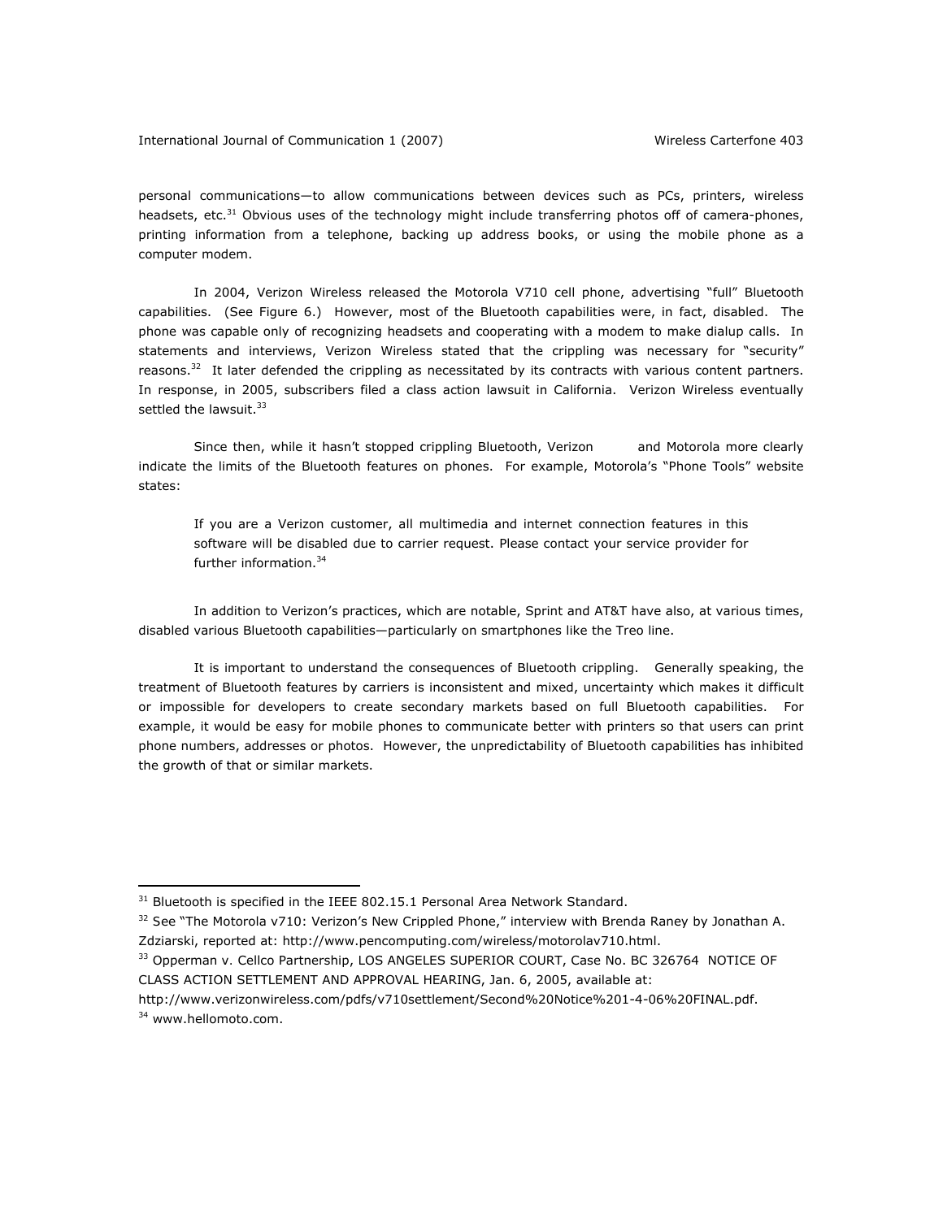personal communications—to allow communications between devices such as PCs, printers, wireless headsets, etc.[31] Obvious uses of the technology might include transferring photos off of camera-phones, printing information from a telephone, backing up address books, or using the mobile phone as a computer modem.

In 2004, Verizon Wireless released the Motorola V710 cell phone, advertising "full" Bluetooth capabilities. (See Figure 6.) However, most of the Bluetooth capabilities were, in fact, disabled. The phone was capable only of recognizing headsets and cooperating with a modem to make dialup calls. In statements and interviews, Verizon Wireless stated that the crippling was necessary for "security" reasons.[32] It later defended the crippling as necessitated by its contracts with various content partners. In response, in 2005, subscribers filed a class action lawsuit in California. Verizon Wireless eventually settled the lawsuit.[33]

Since then, while it hasn't stopped crippling Bluetooth, Verizon and Motorola more clearly indicate the limits of the Bluetooth features on phones. For example, Motorola's "Phone Tools" website states:

> If you are a Verizon customer, all multimedia and internet connection features in this software will be disabled due to carrier request. Please contact your service provider for further information.[34]

In addition to Verizon's practices, which are notable, Sprint and AT&T have also, at various times, disabled various Bluetooth capabilities—particularly on smartphones like the Treo line.

It is important to understand the consequences of Bluetooth crippling. Generally speaking, the treatment of Bluetooth features by carriers is inconsistent and mixed, uncertainty which makes it difficult or impossible for developers to create secondary markets based on full Bluetooth capabilities. For example, it would be easy for mobile phones to communicate better with printers so that users can print phone numbers, addresses or photos. However, the unpredictability of Bluetooth capabilities has inhibited the growth of that or similar markets.

---

[31] Bluetooth is specified in the IEEE 802.15.1 Personal Area Network Standard.

[32] See "The Motorola v710: Verizon's New Crippled Phone," interview with Brenda Raney by Jonathan A. Zdziarski, reported at: http://www.pencomputing.com/wireless/motorolav710.html.

[33] Opperman v. Cellco Partnership, LOS ANGELES SUPERIOR COURT, Case No. BC 326764 NOTICE OF CLASS ACTION SETTLEMENT AND APPROVAL HEARING, Jan. 6, 2005, available at: http://www.verizonwireless.com/pdfs/v710settlement/Second%20Notice%201-4-06%20FINAL.pdf.

[34] www.hellomoto.com.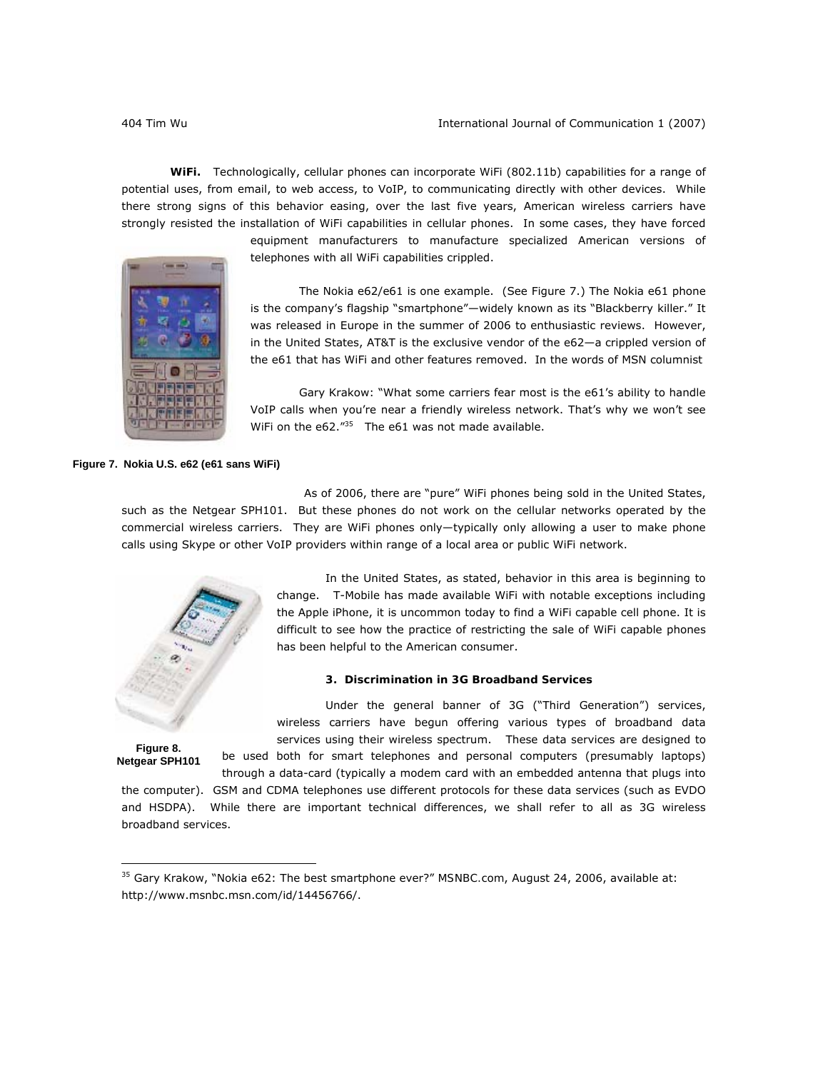**WiFi.** Technologically, cellular phones can incorporate WiFi (802.11b) capabilities for a range of potential uses, from email, to web access, to VoIP, to communicating directly with other devices. While there strong signs of this behavior easing, over the last five years, American wireless carriers have strongly resisted the installation of WiFi capabilities in cellular phones. In some cases, they have forced equipment manufacturers to manufacture specialized American versions of telephones with all WiFi capabilities crippled.

The Nokia e62/e61 is one example. (See Figure 7.) The Nokia e61 phone is the company's flagship "smartphone"—widely known as its "Blackberry killer." It was released in Europe in the summer of 2006 to enthusiastic reviews. However, in the United States, AT&T is the exclusive vendor of the e62—a crippled version of the e61 that has WiFi and other features removed. In the words of MSN columnist

Gary Krakow: "What some carriers fear most is the e61's ability to handle VoIP calls when you're near a friendly wireless network. That's why we won't see WiFi on the e62."[35] The e61 was not made available.

**Figure 7. Nokia U.S. e62 (e61 sans WiFi)**

As of 2006, there are "pure" WiFi phones being sold in the United States, such as the Netgear SPH101. But these phones do not work on the cellular networks operated by the commercial wireless carriers. They are WiFi phones only—typically only allowing a user to make phone calls using Skype or other VoIP providers within range of a local area or public WiFi network.

In the United States, as stated, behavior in this area is beginning to change. T-Mobile has made available WiFi with notable exceptions including the Apple iPhone, it is uncommon today to find a WiFi capable cell phone. It is difficult to see how the practice of restricting the sale of WiFi capable phones has been helpful to the American consumer.

### 3. Discrimination in 3G Broadband Services

Under the general banner of 3G ("Third Generation") services, wireless carriers have begun offering various types of broadband data services using their wireless spectrum. These data services are designed to be used both for smart telephones and personal computers (presumably laptops) through a data-card (typically a modem card with an embedded antenna that plugs into the computer). GSM and CDMA telephones use different protocols for these data services (such as EVDO and HSDPA). While there are important technical differences, we shall refer to all as 3G wireless broadband services.

**Figure 8. Netgear SPH101**

[35] Gary Krakow, "Nokia e62: The best smartphone ever?" MSNBC.com, August 24, 2006, available at: http://www.msnbc.msn.com/id/14456766/.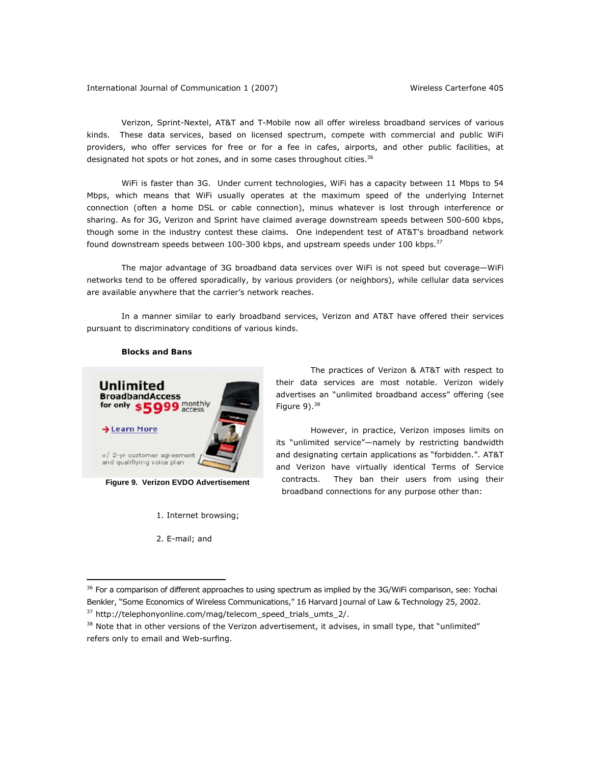Verizon, Sprint-Nextel, AT&T and T-Mobile now all offer wireless broadband services of various kinds. These data services, based on licensed spectrum, compete with commercial and public WiFi providers, who offer services for free or for a fee in cafes, airports, and other public facilities, at designated hot spots or hot zones, and in some cases throughout cities.[36]

WiFi is faster than 3G. Under current technologies, WiFi has a capacity between 11 Mbps to 54 Mbps, which means that WiFi usually operates at the maximum speed of the underlying Internet connection (often a home DSL or cable connection), minus whatever is lost through interference or sharing. As for 3G, Verizon and Sprint have claimed average downstream speeds between 500-600 kbps, though some in the industry contest these claims. One independent test of AT&T's broadband network found downstream speeds between 100-300 kbps, and upstream speeds under 100 kbps.[37]

The major advantage of 3G broadband data services over WiFi is not speed but coverage—WiFi networks tend to be offered sporadically, by various providers (or neighbors), while cellular data services are available anywhere that the carrier's network reaches.

In a manner similar to early broadband services, Verizon and AT&T have offered their services pursuant to discriminatory conditions of various kinds.

**Blocks and Bans**

**Figure 9. Verizon EVDO Advertisement**

The practices of Verizon & AT&T with respect to their data services are most notable. Verizon widely advertises an "unlimited broadband access" offering (see Figure 9).[38]

However, in practice, Verizon imposes limits on its "unlimited service"—namely by restricting bandwidth and designating certain applications as "forbidden.". AT&T and Verizon have virtually identical Terms of Service contracts. They ban their users from using their broadband connections for any purpose other than:

1. Internet browsing;
2. E-mail; and

---

[36] For a comparison of different approaches to using spectrum as implied by the 3G/WiFi comparison, see: Yochai Benkler, "Some Economics of Wireless Communications," 16 Harvard Journal of Law & Technology 25, 2002.

[37] http://telephonyonline.com/mag/telecom_speed_trials_umts_2/.

[38] Note that in other versions of the Verizon advertisement, it advises, in small type, that "unlimited" refers only to email and Web-surfing.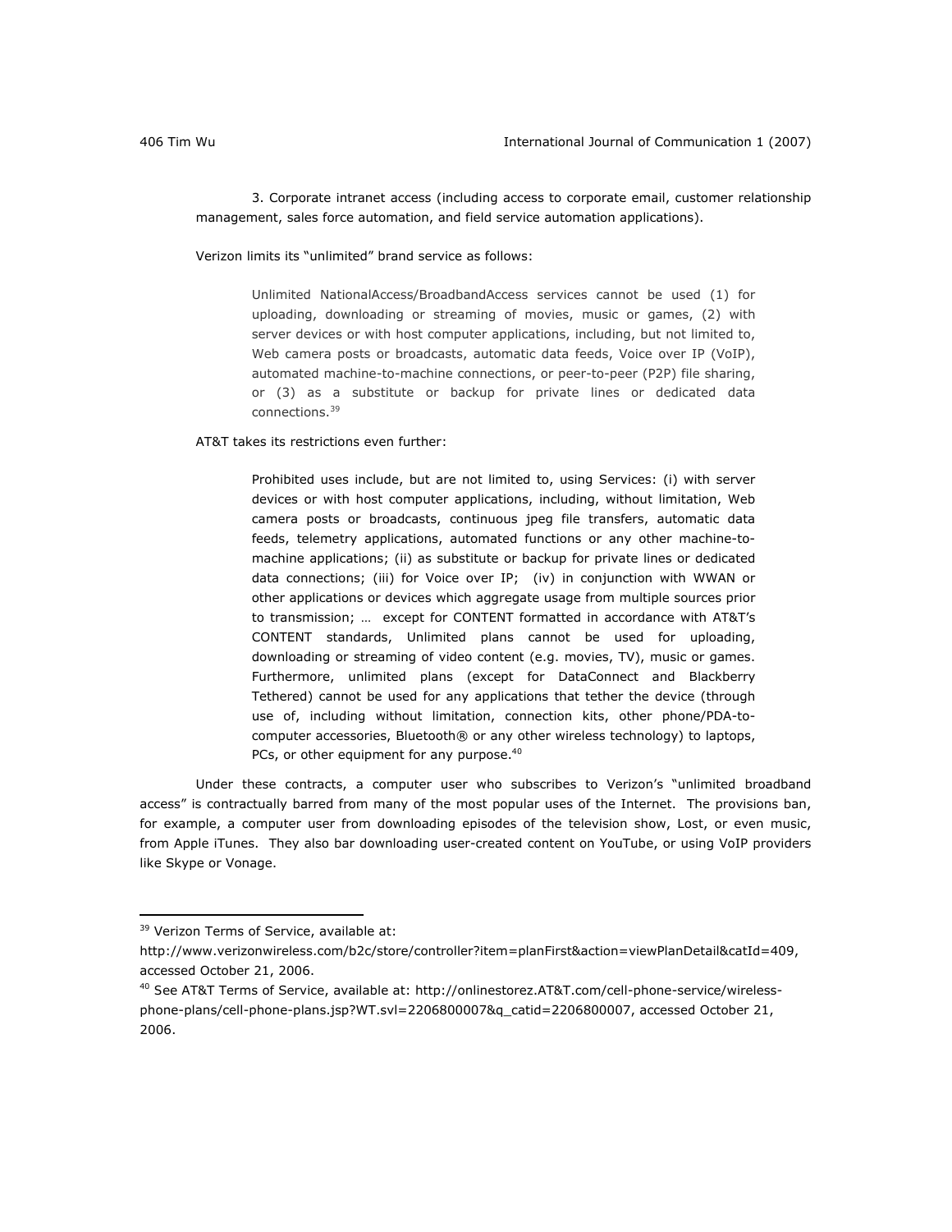3. Corporate intranet access (including access to corporate email, customer relationship management, sales force automation, and field service automation applications).

Verizon limits its "unlimited" brand service as follows:

> Unlimited NationalAccess/BroadbandAccess services cannot be used (1) for uploading, downloading or streaming of movies, music or games, (2) with server devices or with host computer applications, including, but not limited to, Web camera posts or broadcasts, automatic data feeds, Voice over IP (VoIP), automated machine-to-machine connections, or peer-to-peer (P2P) file sharing, or (3) as a substitute or backup for private lines or dedicated data connections.[39]

AT&T takes its restrictions even further:

> Prohibited uses include, but are not limited to, using Services: (i) with server devices or with host computer applications, including, without limitation, Web camera posts or broadcasts, continuous jpeg file transfers, automatic data feeds, telemetry applications, automated functions or any other machine-to-machine applications; (ii) as substitute or backup for private lines or dedicated data connections; (iii) for Voice over IP; (iv) in conjunction with WWAN or other applications or devices which aggregate usage from multiple sources prior to transmission; … except for CONTENT formatted in accordance with AT&T's CONTENT standards, Unlimited plans cannot be used for uploading, downloading or streaming of video content (e.g. movies, TV), music or games. Furthermore, unlimited plans (except for DataConnect and Blackberry Tethered) cannot be used for any applications that tether the device (through use of, including without limitation, connection kits, other phone/PDA-to-computer accessories, Bluetooth® or any other wireless technology) to laptops, PCs, or other equipment for any purpose.[40]

Under these contracts, a computer user who subscribes to Verizon's "unlimited broadband access" is contractually barred from many of the most popular uses of the Internet. The provisions ban, for example, a computer user from downloading episodes of the television show, Lost, or even music, from Apple iTunes. They also bar downloading user-created content on YouTube, or using VoIP providers like Skype or Vonage.

---

[39] Verizon Terms of Service, available at: http://www.verizonwireless.com/b2c/store/controller?item=planFirst&action=viewPlanDetail&catId=409, accessed October 21, 2006.

[40] See AT&T Terms of Service, available at: http://onlinestorez.AT&T.com/cell-phone-service/wireless-phone-plans/cell-phone-plans.jsp?WT.svl=2206800007&q_catid=2206800007, accessed October 21, 2006.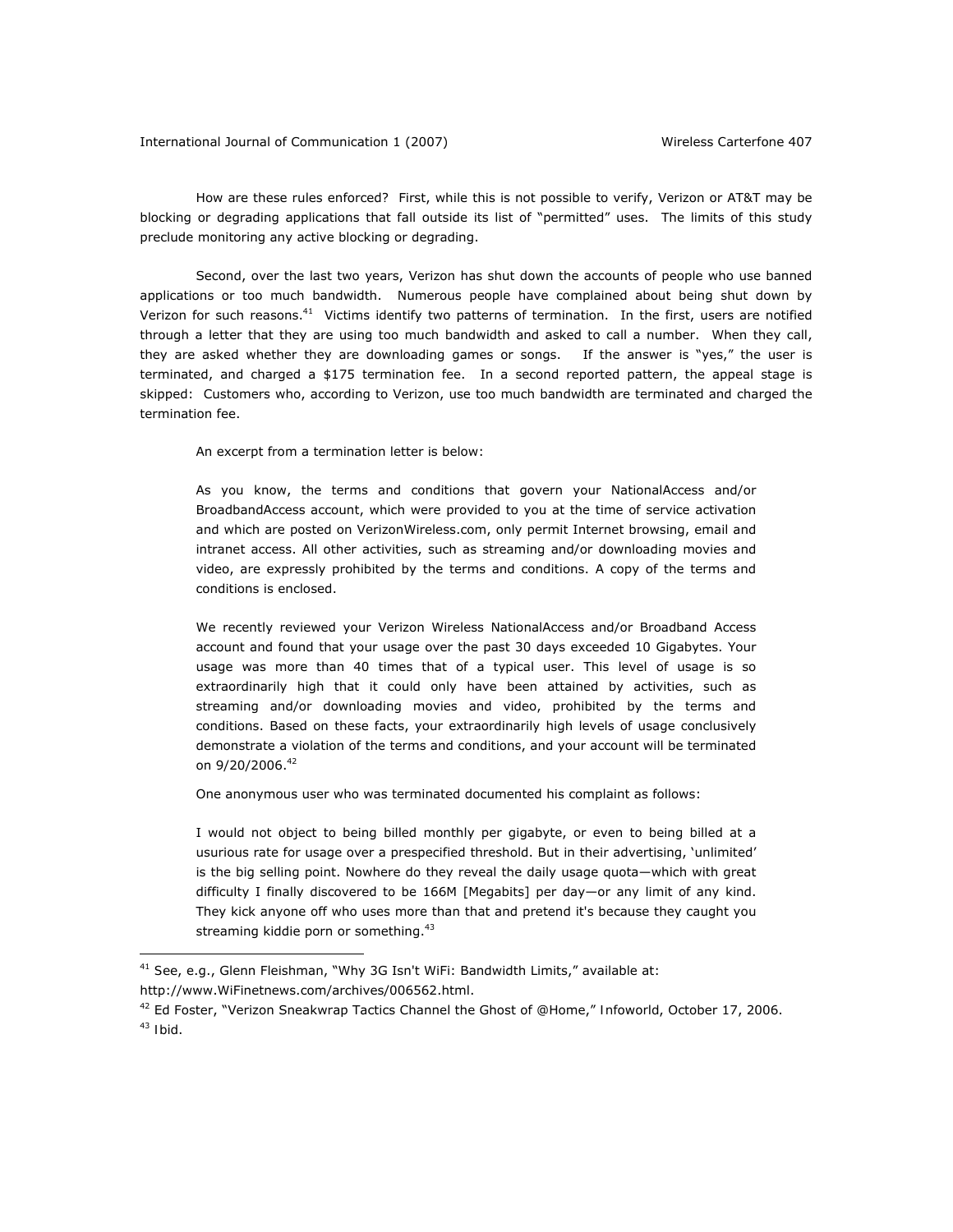How are these rules enforced? First, while this is not possible to verify, Verizon or AT&T may be blocking or degrading applications that fall outside its list of "permitted" uses. The limits of this study preclude monitoring any active blocking or degrading.

Second, over the last two years, Verizon has shut down the accounts of people who use banned applications or too much bandwidth. Numerous people have complained about being shut down by Verizon for such reasons.[41] Victims identify two patterns of termination. In the first, users are notified through a letter that they are using too much bandwidth and asked to call a number. When they call, they are asked whether they are downloading games or songs. If the answer is "yes," the user is terminated, and charged a $175 termination fee. In a second reported pattern, the appeal stage is skipped: Customers who, according to Verizon, use too much bandwidth are terminated and charged the termination fee.

An excerpt from a termination letter is below:

> As you know, the terms and conditions that govern your NationalAccess and/or BroadbandAccess account, which were provided to you at the time of service activation and which are posted on VerizonWireless.com, only permit Internet browsing, email and intranet access. All other activities, such as streaming and/or downloading movies and video, are expressly prohibited by the terms and conditions. A copy of the terms and conditions is enclosed.
>
> We recently reviewed your Verizon Wireless NationalAccess and/or Broadband Access account and found that your usage over the past 30 days exceeded 10 Gigabytes. Your usage was more than 40 times that of a typical user. This level of usage is so extraordinarily high that it could only have been attained by activities, such as streaming and/or downloading movies and video, prohibited by the terms and conditions. Based on these facts, your extraordinarily high levels of usage conclusively demonstrate a violation of the terms and conditions, and your account will be terminated on 9/20/2006.[42]

One anonymous user who was terminated documented his complaint as follows:

> I would not object to being billed monthly per gigabyte, or even to being billed at a usurious rate for usage over a prespecified threshold. But in their advertising, 'unlimited' is the big selling point. Nowhere do they reveal the daily usage quota—which with great difficulty I finally discovered to be 166M [Megabits] per day—or any limit of any kind. They kick anyone off who uses more than that and pretend it's because they caught you streaming kiddie porn or something.[43]

---

[41] See, e.g., Glenn Fleishman, "Why 3G Isn't WiFi: Bandwidth Limits," available at: http://www.WiFinetnews.com/archives/006562.html.

[42] Ed Foster, "Verizon Sneakwrap Tactics Channel the Ghost of @Home," *Infoworld*, October 17, 2006.

[43] *Ibid.*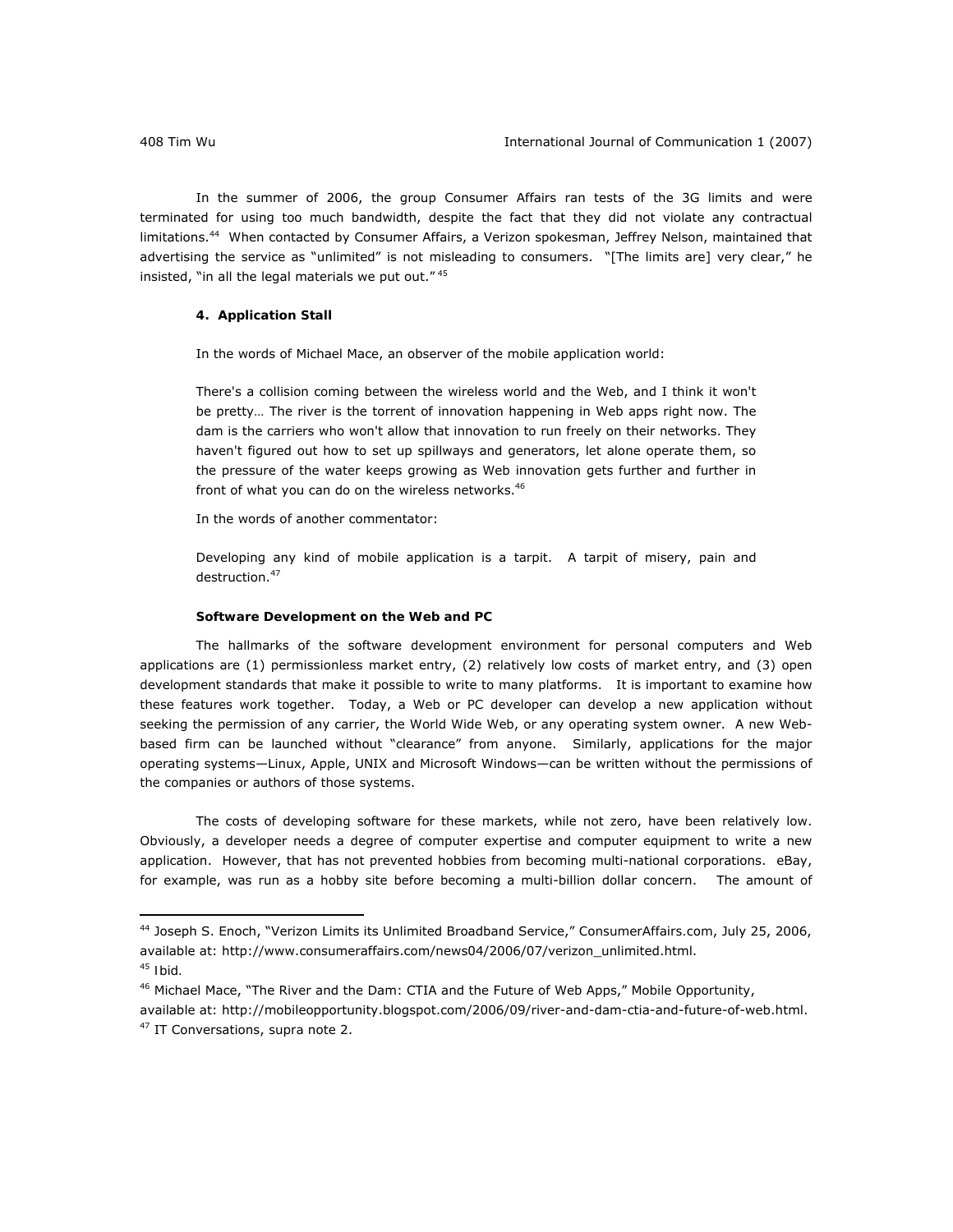In the summer of 2006, the group Consumer Affairs ran tests of the 3G limits and were terminated for using too much bandwidth, despite the fact that they did not violate any contractual limitations.[44] When contacted by Consumer Affairs, a Verizon spokesman, Jeffrey Nelson, maintained that advertising the service as "unlimited" is not misleading to consumers. "[The limits are] very clear," he insisted, "in all the legal materials we put out."[45]

### 4. Application Stall

In the words of Michael Mace, an observer of the mobile application world:

> There's a collision coming between the wireless world and the Web, and I think it won't be pretty… The river is the torrent of innovation happening in Web apps right now. The dam is the carriers who won't allow that innovation to run freely on their networks. They haven't figured out how to set up spillways and generators, let alone operate them, so the pressure of the water keeps growing as Web innovation gets further and further in front of what you can do on the wireless networks.[46]

In the words of another commentator:

> Developing any kind of mobile application is a tarpit. A tarpit of misery, pain and destruction.[47]

#### Software Development on the Web and PC

The hallmarks of the software development environment for personal computers and Web applications are (1) permissionless market entry, (2) relatively low costs of market entry, and (3) open development standards that make it possible to write to many platforms. It is important to examine how these features work together. Today, a Web or PC developer can develop a new application without seeking the permission of any carrier, the World Wide Web, or any operating system owner. A new Web-based firm can be launched without "clearance" from anyone. Similarly, applications for the major operating systems—Linux, Apple, UNIX and Microsoft Windows—can be written without the permissions of the companies or authors of those systems.

The costs of developing software for these markets, while not zero, have been relatively low. Obviously, a developer needs a degree of computer expertise and computer equipment to write a new application. However, that has not prevented hobbies from becoming multi-national corporations. eBay, for example, was run as a hobby site before becoming a multi-billion dollar concern. The amount of

---

[44] Joseph S. Enoch, "Verizon Limits its Unlimited Broadband Service," ConsumerAffairs.com, July 25, 2006, available at: http://www.consumeraffairs.com/news04/2006/07/verizon_unlimited.html.

[45] Ibid.

[46] Michael Mace, "The River and the Dam: CTIA and the Future of Web Apps," Mobile Opportunity, available at: http://mobileopportunity.blogspot.com/2006/09/river-and-dam-ctia-and-future-of-web.html.

[47] IT Conversations, supra note 2.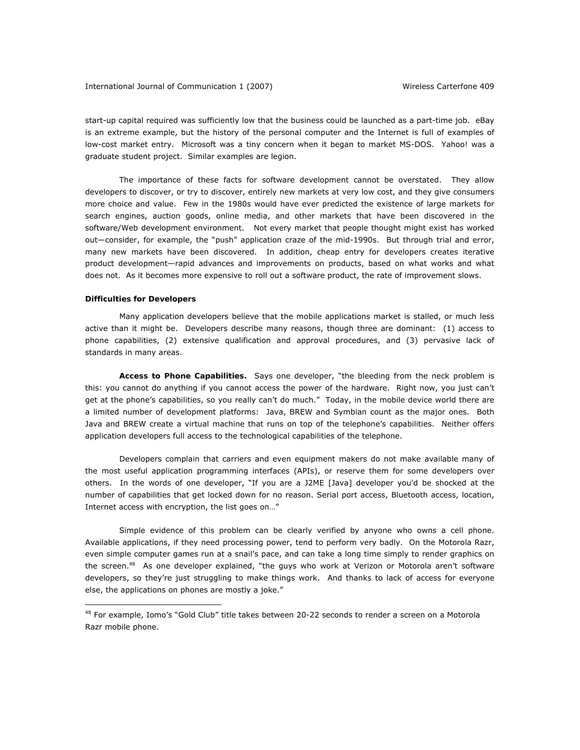start-up capital required was sufficiently low that the business could be launched as a part-time job. eBay is an extreme example, but the history of the personal computer and the Internet is full of examples of low-cost market entry. Microsoft was a tiny concern when it began to market MS-DOS. Yahoo! was a graduate student project. Similar examples are legion.

The importance of these facts for software development cannot be overstated. They allow developers to discover, or try to discover, entirely new markets at very low cost, and they give consumers more choice and value. Few in the 1980s would have ever predicted the existence of large markets for search engines, auction goods, online media, and other markets that have been discovered in the software/Web development environment. Not every market that people thought might exist has worked out—consider, for example, the "push" application craze of the mid-1990s. But through trial and error, many new markets have been discovered. In addition, cheap entry for developers creates iterative product development—rapid advances and improvements on products, based on what works and what does not. As it becomes more expensive to roll out a software product, the rate of improvement slows.

**Difficulties for Developers**

Many application developers believe that the mobile applications market is stalled, or much less active than it might be. Developers describe many reasons, though three are dominant: (1) access to phone capabilities, (2) extensive qualification and approval procedures, and (3) pervasive lack of standards in many areas.

**Access to Phone Capabilities.** Says one developer, "the bleeding from the neck problem is this: you cannot do anything if you cannot access the power of the hardware. Right now, you just can't get at the phone's capabilities, so you really can't do much." Today, in the mobile device world there are a limited number of development platforms: Java, BREW and Symbian count as the major ones. Both Java and BREW create a virtual machine that runs on top of the telephone's capabilities. Neither offers application developers full access to the technological capabilities of the telephone.

Developers complain that carriers and even equipment makers do not make available many of the most useful application programming interfaces (APIs), or reserve them for some developers over others. In the words of one developer, "If you are a J2ME [Java] developer you'd be shocked at the number of capabilities that get locked down for no reason. Serial port access, Bluetooth access, location, Internet access with encryption, the list goes on…"

Simple evidence of this problem can be clearly verified by anyone who owns a cell phone. Available applications, if they need processing power, tend to perform very badly. On the Motorola Razr, even simple computer games run at a snail's pace, and can take a long time simply to render graphics on the screen.[48] As one developer explained, "the guys who work at Verizon or Motorola aren't software developers, so they're just struggling to make things work. And thanks to lack of access for everyone else, the applications on phones are mostly a joke."

[48] For example, Iomo's "Gold Club" title takes between 20-22 seconds to render a screen on a Motorola Razr mobile phone.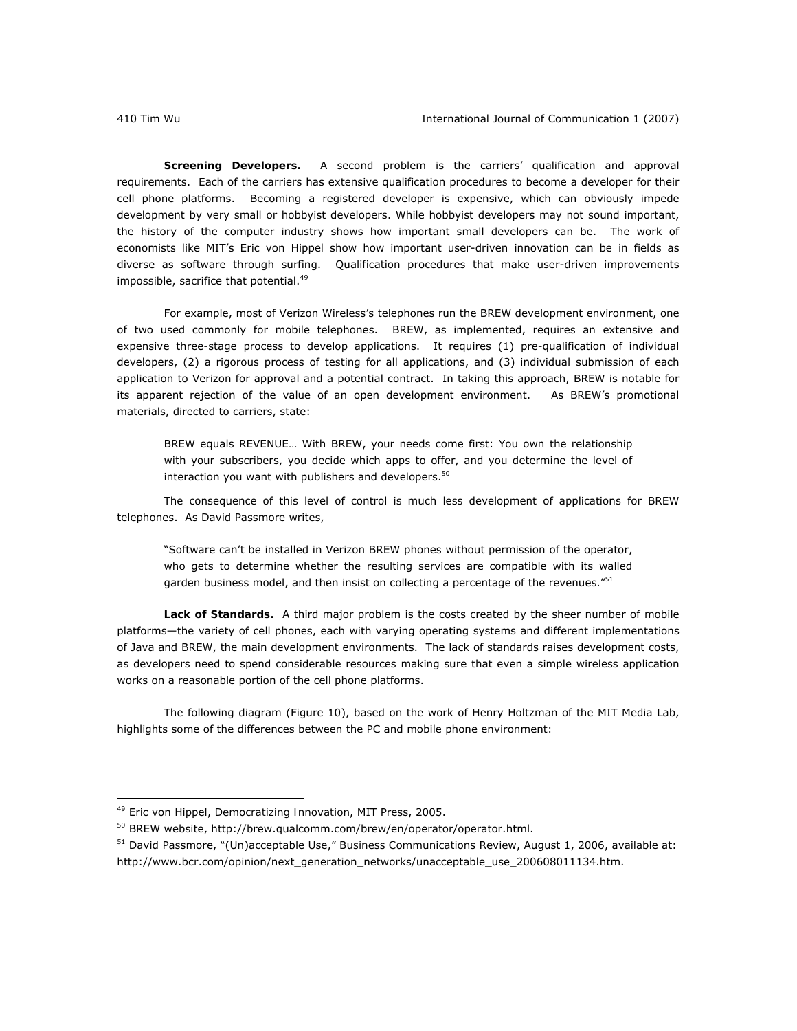**Screening Developers.** A second problem is the carriers' qualification and approval requirements. Each of the carriers has extensive qualification procedures to become a developer for their cell phone platforms. Becoming a registered developer is expensive, which can obviously impede development by very small or hobbyist developers. While hobbyist developers may not sound important, the history of the computer industry shows how important small developers can be. The work of economists like MIT's Eric von Hippel show how important user-driven innovation can be in fields as diverse as software through surfing. Qualification procedures that make user-driven improvements impossible, sacrifice that potential.[49]

For example, most of Verizon Wireless's telephones run the BREW development environment, one of two used commonly for mobile telephones. BREW, as implemented, requires an extensive and expensive three-stage process to develop applications. It requires (1) pre-qualification of individual developers, (2) a rigorous process of testing for all applications, and (3) individual submission of each application to Verizon for approval and a potential contract. In taking this approach, BREW is notable for its apparent rejection of the value of an open development environment. As BREW's promotional materials, directed to carriers, state:

> BREW equals REVENUE… With BREW, your needs come first: You own the relationship with your subscribers, you decide which apps to offer, and you determine the level of interaction you want with publishers and developers.[50]

The consequence of this level of control is much less development of applications for BREW telephones. As David Passmore writes,

> "Software can't be installed in Verizon BREW phones without permission of the operator, who gets to determine whether the resulting services are compatible with its walled garden business model, and then insist on collecting a percentage of the revenues."[51]

**Lack of Standards.** A third major problem is the costs created by the sheer number of mobile platforms—the variety of cell phones, each with varying operating systems and different implementations of Java and BREW, the main development environments. The lack of standards raises development costs, as developers need to spend considerable resources making sure that even a simple wireless application works on a reasonable portion of the cell phone platforms.

The following diagram (Figure 10), based on the work of Henry Holtzman of the MIT Media Lab, highlights some of the differences between the PC and mobile phone environment:

---

[49] Eric von Hippel, Democratizing Innovation, MIT Press, 2005.

[50] BREW website, http://brew.qualcomm.com/brew/en/operator/operator.html.

[51] David Passmore, "(Un)acceptable Use," Business Communications Review, August 1, 2006, available at: http://www.bcr.com/opinion/next_generation_networks/unacceptable_use_200608011134.htm.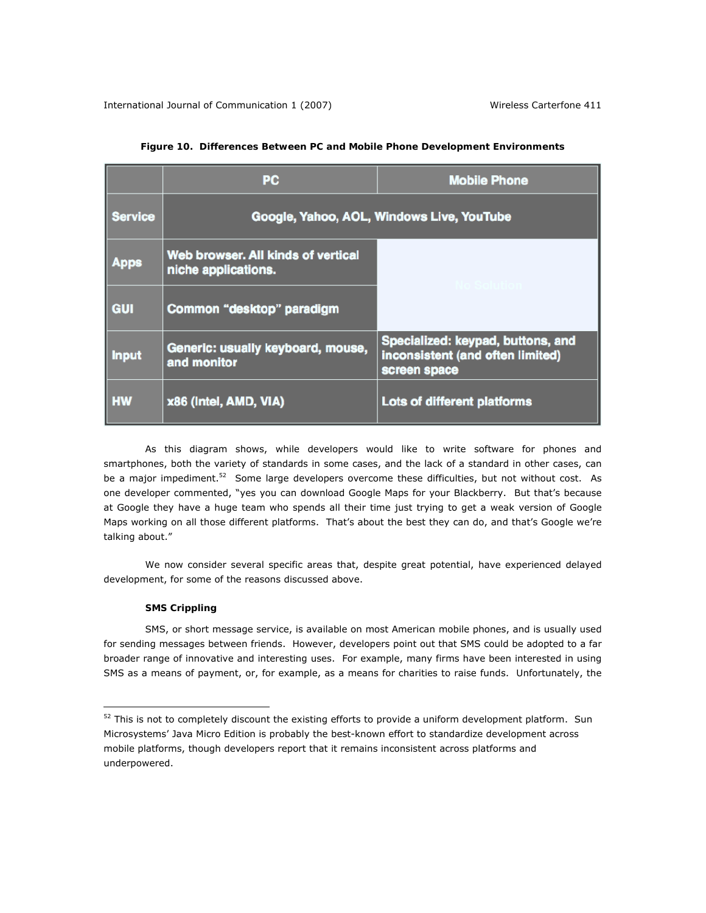**Figure 10. Differences Between PC and Mobile Phone Development Environments**

| | PC | Mobile Phone |
|---|---|---|
| Service | Google, Yahoo, AOL, Windows Live, YouTube | |
| Apps | Web browser. All kinds of vertical niche applications. | No Solution |
| GUI | Common "desktop" paradigm | |
| Input | Generic: usually keyboard, mouse, and monitor | Specialized: keypad, buttons, and inconsistent (and often limited) screen space |
| HW | x86 (Intel, AMD, VIA) | Lots of different platforms |

As this diagram shows, while developers would like to write software for phones and smartphones, both the variety of standards in some cases, and the lack of a standard in other cases, can be a major impediment.[52] Some large developers overcome these difficulties, but not without cost. As one developer commented, "yes you can download Google Maps for your Blackberry. But that's because at Google they have a huge team who spends all their time just trying to get a weak version of Google Maps working on all those different platforms. That's about the best they can do, and that's Google we're talking about."

We now consider several specific areas that, despite great potential, have experienced delayed development, for some of the reasons discussed above.

**SMS Crippling**

SMS, or short message service, is available on most American mobile phones, and is usually used for sending messages between friends. However, developers point out that SMS could be adopted to a far broader range of innovative and interesting uses. For example, many firms have been interested in using SMS as a means of payment, or, for example, as a means for charities to raise funds. Unfortunately, the

[52] This is not to completely discount the existing efforts to provide a uniform development platform. Sun Microsystems' Java Micro Edition is probably the best-known effort to standardize development across mobile platforms, though developers report that it remains inconsistent across platforms and underpowered.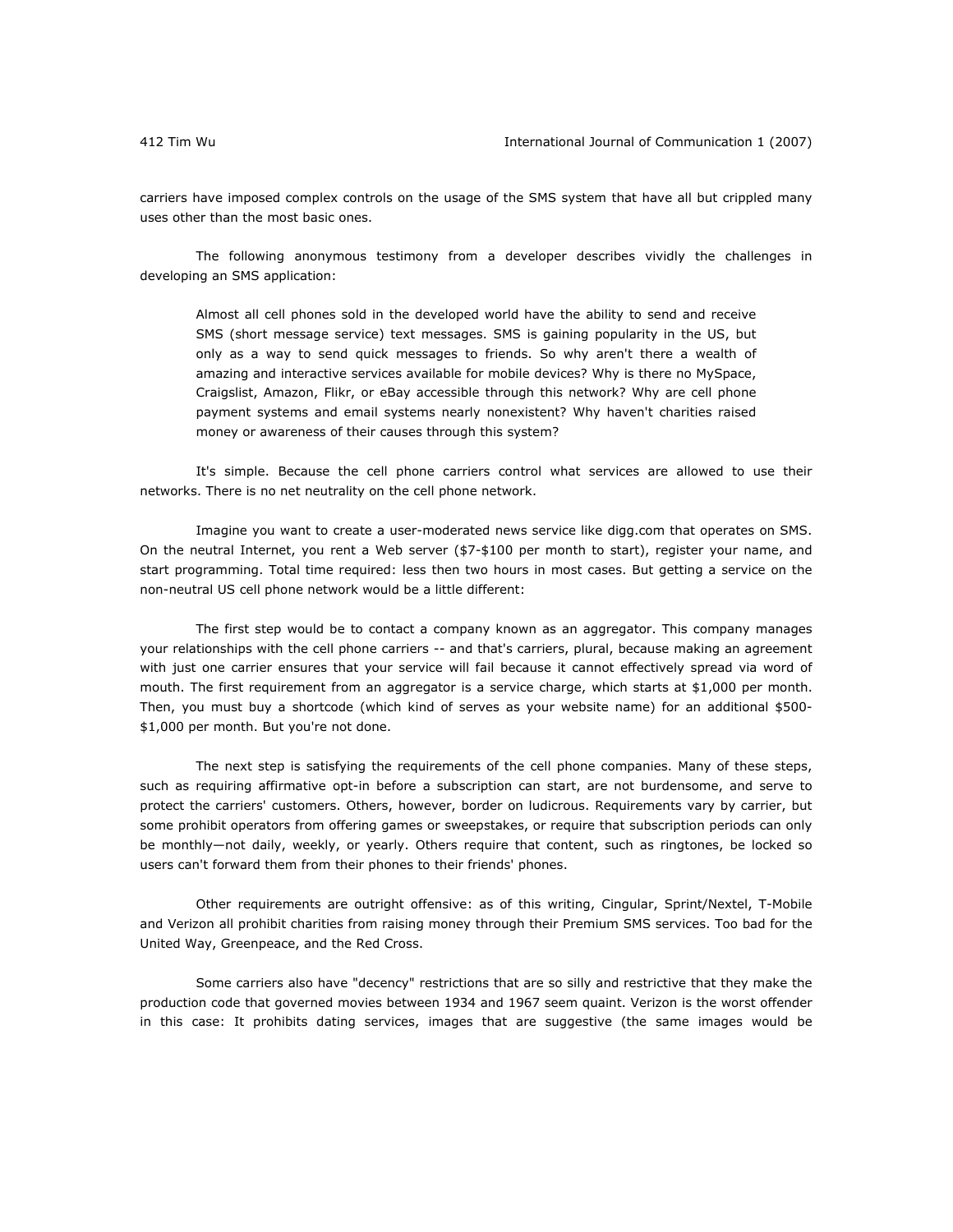carriers have imposed complex controls on the usage of the SMS system that have all but crippled many uses other than the most basic ones.

The following anonymous testimony from a developer describes vividly the challenges in developing an SMS application:

> Almost all cell phones sold in the developed world have the ability to send and receive SMS (short message service) text messages. SMS is gaining popularity in the US, but only as a way to send quick messages to friends. So why aren't there a wealth of amazing and interactive services available for mobile devices? Why is there no MySpace, Craigslist, Amazon, Flikr, or eBay accessible through this network? Why are cell phone payment systems and email systems nearly nonexistent? Why haven't charities raised money or awareness of their causes through this system?

It's simple. Because the cell phone carriers control what services are allowed to use their networks. There is no net neutrality on the cell phone network.

Imagine you want to create a user-moderated news service like digg.com that operates on SMS. On the neutral Internet, you rent a Web server ($7-$100 per month to start), register your name, and start programming. Total time required: less then two hours in most cases. But getting a service on the non-neutral US cell phone network would be a little different:

The first step would be to contact a company known as an aggregator. This company manages your relationships with the cell phone carriers -- and that's carriers, plural, because making an agreement with just one carrier ensures that your service will fail because it cannot effectively spread via word of mouth. The first requirement from an aggregator is a service charge, which starts at $1,000 per month. Then, you must buy a shortcode (which kind of serves as your website name) for an additional $500-$1,000 per month. But you're not done.

The next step is satisfying the requirements of the cell phone companies. Many of these steps, such as requiring affirmative opt-in before a subscription can start, are not burdensome, and serve to protect the carriers' customers. Others, however, border on ludicrous. Requirements vary by carrier, but some prohibit operators from offering games or sweepstakes, or require that subscription periods can only be monthly—not daily, weekly, or yearly. Others require that content, such as ringtones, be locked so users can't forward them from their phones to their friends' phones.

Other requirements are outright offensive: as of this writing, Cingular, Sprint/Nextel, T-Mobile and Verizon all prohibit charities from raising money through their Premium SMS services. Too bad for the United Way, Greenpeace, and the Red Cross.

Some carriers also have "decency" restrictions that are so silly and restrictive that they make the production code that governed movies between 1934 and 1967 seem quaint. Verizon is the worst offender in this case: It prohibits dating services, images that are suggestive (the same images would be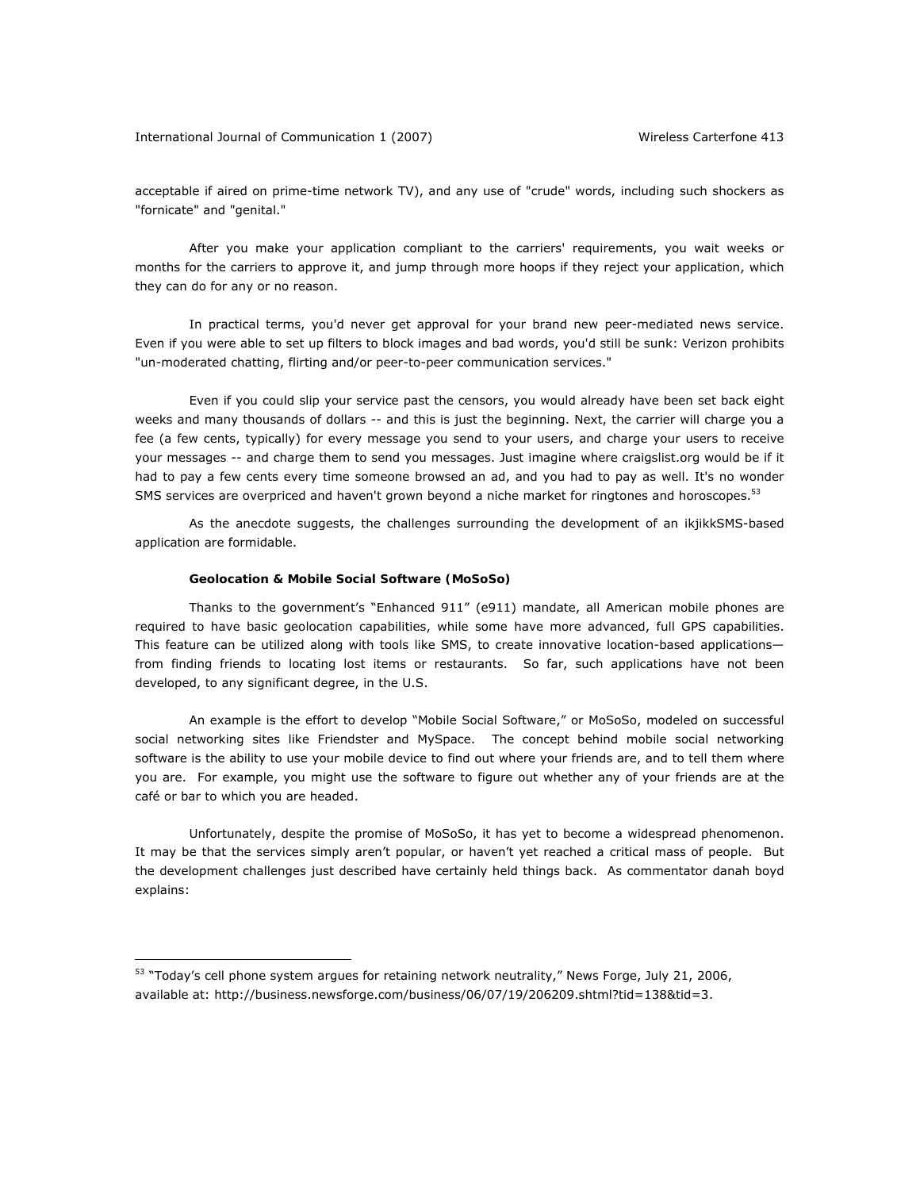acceptable if aired on prime-time network TV), and any use of "crude" words, including such shockers as "fornicate" and "genital."

After you make your application compliant to the carriers' requirements, you wait weeks or months for the carriers to approve it, and jump through more hoops if they reject your application, which they can do for any or no reason.

In practical terms, you'd never get approval for your brand new peer-mediated news service. Even if you were able to set up filters to block images and bad words, you'd still be sunk: Verizon prohibits "un-moderated chatting, flirting and/or peer-to-peer communication services."

Even if you could slip your service past the censors, you would already have been set back eight weeks and many thousands of dollars -- and this is just the beginning. Next, the carrier will charge you a fee (a few cents, typically) for every message you send to your users, and charge your users to receive your messages -- and charge them to send you messages. Just imagine where craigslist.org would be if it had to pay a few cents every time someone browsed an ad, and you had to pay as well. It's no wonder SMS services are overpriced and haven't grown beyond a niche market for ringtones and horoscopes.[53]

As the anecdote suggests, the challenges surrounding the development of an ikjikkSMS-based application are formidable.

### Geolocation & Mobile Social Software (MoSoSo)

Thanks to the government's "Enhanced 911" (e911) mandate, all American mobile phones are required to have basic geolocation capabilities, while some have more advanced, full GPS capabilities. This feature can be utilized along with tools like SMS, to create innovative location-based applications—from finding friends to locating lost items or restaurants. So far, such applications have not been developed, to any significant degree, in the U.S.

An example is the effort to develop "Mobile Social Software," or MoSoSo, modeled on successful social networking sites like Friendster and MySpace. The concept behind mobile social networking software is the ability to use your mobile device to find out where your friends are, and to tell them where you are. For example, you might use the software to figure out whether any of your friends are at the café or bar to which you are headed.

Unfortunately, despite the promise of MoSoSo, it has yet to become a widespread phenomenon. It may be that the services simply aren't popular, or haven't yet reached a critical mass of people. But the development challenges just described have certainly held things back. As commentator danah boyd explains:

---

[53] "Today's cell phone system argues for retaining network neutrality," News Forge, July 21, 2006, available at: http://business.newsforge.com/business/06/07/19/206209.shtml?tid=138&tid=3.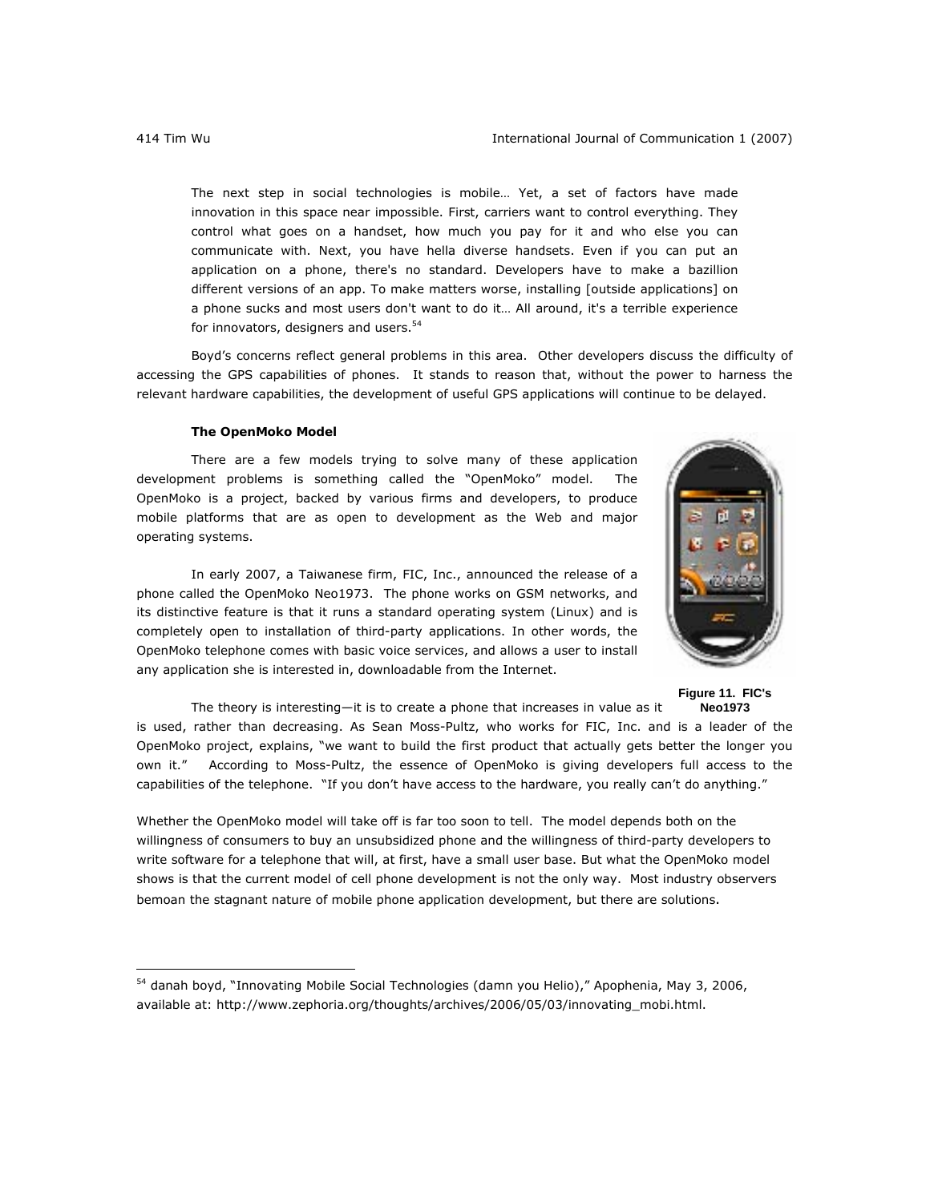> The next step in social technologies is mobile… Yet, a set of factors have made innovation in this space near impossible. First, carriers want to control everything. They control what goes on a handset, how much you pay for it and who else you can communicate with. Next, you have hella diverse handsets. Even if you can put an application on a phone, there's no standard. Developers have to make a bazillion different versions of an app. To make matters worse, installing [outside applications] on a phone sucks and most users don't want to do it… All around, it's a terrible experience for innovators, designers and users.[54]

Boyd's concerns reflect general problems in this area. Other developers discuss the difficulty of accessing the GPS capabilities of phones. It stands to reason that, without the power to harness the relevant hardware capabilities, the development of useful GPS applications will continue to be delayed.

**The OpenMoko Model**

There are a few models trying to solve many of these application development problems is something called the "OpenMoko" model. The OpenMoko is a project, backed by various firms and developers, to produce mobile platforms that are as open to development as the Web and major operating systems.

In early 2007, a Taiwanese firm, FIC, Inc., announced the release of a phone called the OpenMoko Neo1973. The phone works on GSM networks, and its distinctive feature is that it runs a standard operating system (Linux) and is completely open to installation of third-party applications. In other words, the OpenMoko telephone comes with basic voice services, and allows a user to install any application she is interested in, downloadable from the Internet.

**Figure 11. FIC's Neo1973**

The theory is interesting—it is to create a phone that increases in value as it is used, rather than decreasing. As Sean Moss-Pultz, who works for FIC, Inc. and is a leader of the OpenMoko project, explains, "we want to build the first product that actually gets better the longer you own it." According to Moss-Pultz, the essence of OpenMoko is giving developers full access to the capabilities of the telephone. "If you don't have access to the hardware, you really can't do anything."

Whether the OpenMoko model will take off is far too soon to tell. The model depends both on the willingness of consumers to buy an unsubsidized phone and the willingness of third-party developers to write software for a telephone that will, at first, have a small user base. But what the OpenMoko model shows is that the current model of cell phone development is not the only way. Most industry observers bemoan the stagnant nature of mobile phone application development, but there are solutions.

---

[54] danah boyd, "Innovating Mobile Social Technologies (damn you Helio)," Apophenia, May 3, 2006, available at: http://www.zephoria.org/thoughts/archives/2006/05/03/innovating_mobi.html.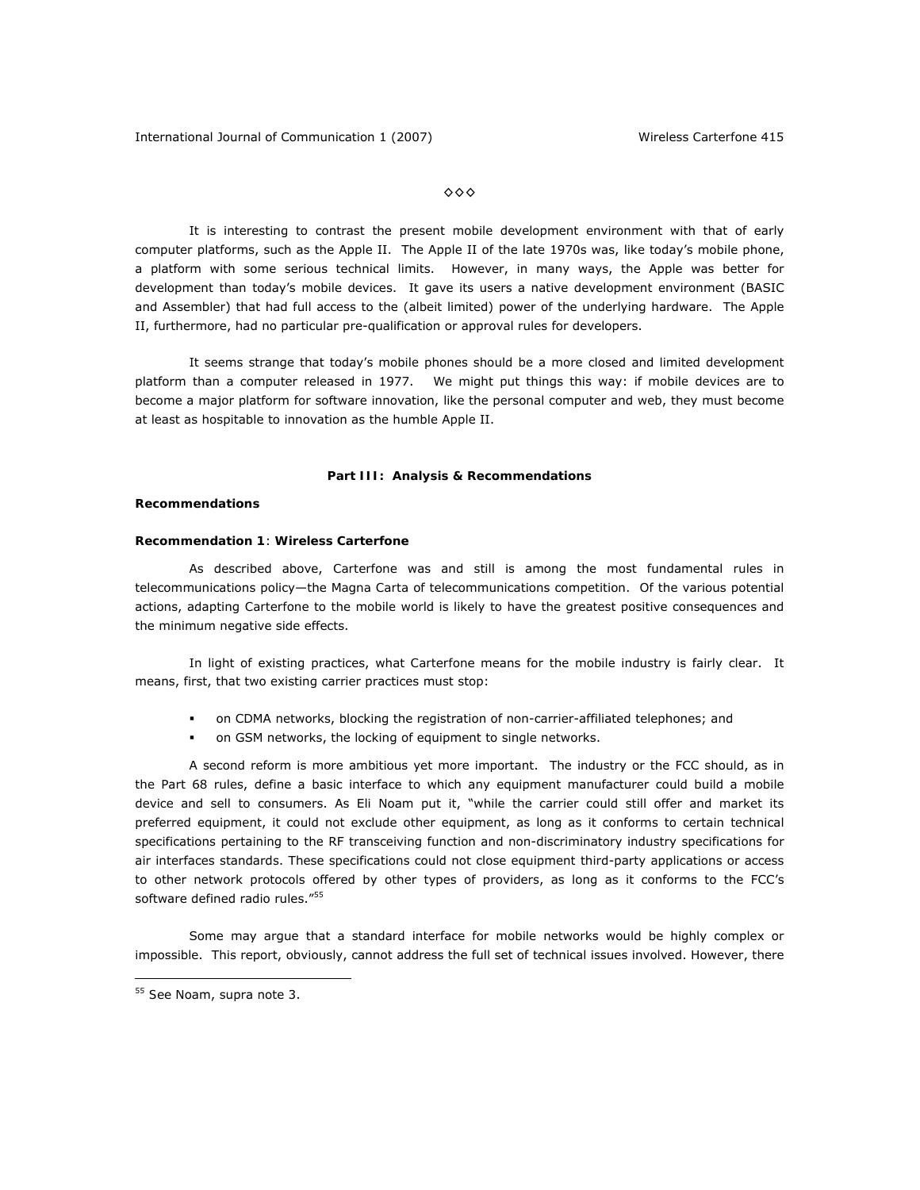◇◇◇

It is interesting to contrast the present mobile development environment with that of early computer platforms, such as the Apple II. The Apple II of the late 1970s was, like today's mobile phone, a platform with some serious technical limits. However, in many ways, the Apple was better for development than today's mobile devices. It gave its users a native development environment (BASIC and Assembler) that had full access to the (albeit limited) power of the underlying hardware. The Apple II, furthermore, had no particular pre-qualification or approval rules for developers.

It seems strange that today's mobile phones should be a more closed and limited development platform than a computer released in 1977. We might put things this way: if mobile devices are to become a major platform for software innovation, like the personal computer and web, they must become at least as hospitable to innovation as the humble Apple II.

## Part III: Analysis & Recommendations

### Recommendations

#### Recommendation 1: Wireless Carterfone

As described above, Carterfone was and still is among the most fundamental rules in telecommunications policy—the Magna Carta of telecommunications competition. Of the various potential actions, adapting Carterfone to the mobile world is likely to have the greatest positive consequences and the minimum negative side effects.

In light of existing practices, what Carterfone means for the mobile industry is fairly clear. It means, first, that two existing carrier practices must stop:

- on CDMA networks, blocking the registration of non-carrier-affiliated telephones; and
- on GSM networks, the locking of equipment to single networks.

A second reform is more ambitious yet more important. The industry or the FCC should, as in the Part 68 rules, define a basic interface to which any equipment manufacturer could build a mobile device and sell to consumers. As Eli Noam put it, "while the carrier could still offer and market its preferred equipment, it could not exclude other equipment, as long as it conforms to certain technical specifications pertaining to the RF transceiving function and non-discriminatory industry specifications for air interfaces standards. These specifications could not close equipment third-party applications or access to other network protocols offered by other types of providers, as long as it conforms to the FCC's software defined radio rules."[55]

Some may argue that a standard interface for mobile networks would be highly complex or impossible. This report, obviously, cannot address the full set of technical issues involved. However, there

[55] See Noam, supra note 3.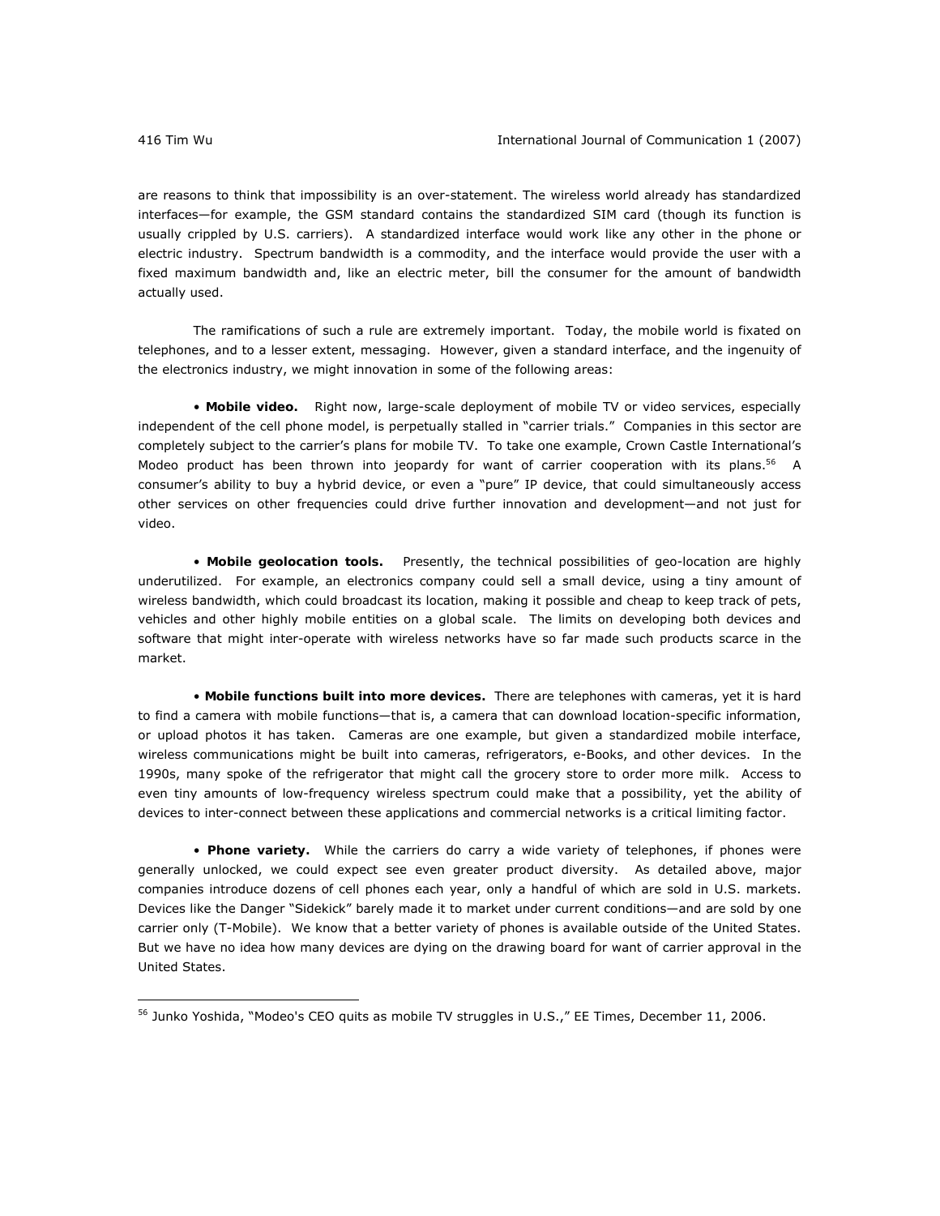are reasons to think that impossibility is an over-statement. The wireless world already has standardized interfaces—for example, the GSM standard contains the standardized SIM card (though its function is usually crippled by U.S. carriers). A standardized interface would work like any other in the phone or electric industry. Spectrum bandwidth is a commodity, and the interface would provide the user with a fixed maximum bandwidth and, like an electric meter, bill the consumer for the amount of bandwidth actually used.

The ramifications of such a rule are extremely important. Today, the mobile world is fixated on telephones, and to a lesser extent, messaging. However, given a standard interface, and the ingenuity of the electronics industry, we might innovation in some of the following areas:

• **Mobile video.** Right now, large-scale deployment of mobile TV or video services, especially independent of the cell phone model, is perpetually stalled in "carrier trials." Companies in this sector are completely subject to the carrier's plans for mobile TV. To take one example, Crown Castle International's Modeo product has been thrown into jeopardy for want of carrier cooperation with its plans.[56] A consumer's ability to buy a hybrid device, or even a "pure" IP device, that could simultaneously access other services on other frequencies could drive further innovation and development—and not just for video.

• **Mobile geolocation tools.** Presently, the technical possibilities of geo-location are highly underutilized. For example, an electronics company could sell a small device, using a tiny amount of wireless bandwidth, which could broadcast its location, making it possible and cheap to keep track of pets, vehicles and other highly mobile entities on a global scale. The limits on developing both devices and software that might inter-operate with wireless networks have so far made such products scarce in the market.

• **Mobile functions built into more devices.** There are telephones with cameras, yet it is hard to find a camera with mobile functions—that is, a camera that can download location-specific information, or upload photos it has taken. Cameras are one example, but given a standardized mobile interface, wireless communications might be built into cameras, refrigerators, e-Books, and other devices. In the 1990s, many spoke of the refrigerator that might call the grocery store to order more milk. Access to even tiny amounts of low-frequency wireless spectrum could make that a possibility, yet the ability of devices to inter-connect between these applications and commercial networks is a critical limiting factor.

• **Phone variety.** While the carriers do carry a wide variety of telephones, if phones were generally unlocked, we could expect see even greater product diversity. As detailed above, major companies introduce dozens of cell phones each year, only a handful of which are sold in U.S. markets. Devices like the Danger "Sidekick" barely made it to market under current conditions—and are sold by one carrier only (T-Mobile). We know that a better variety of phones is available outside of the United States. But we have no idea how many devices are dying on the drawing board for want of carrier approval in the United States.

---

[56] Junko Yoshida, "Modeo's CEO quits as mobile TV struggles in U.S.," EE Times, December 11, 2006.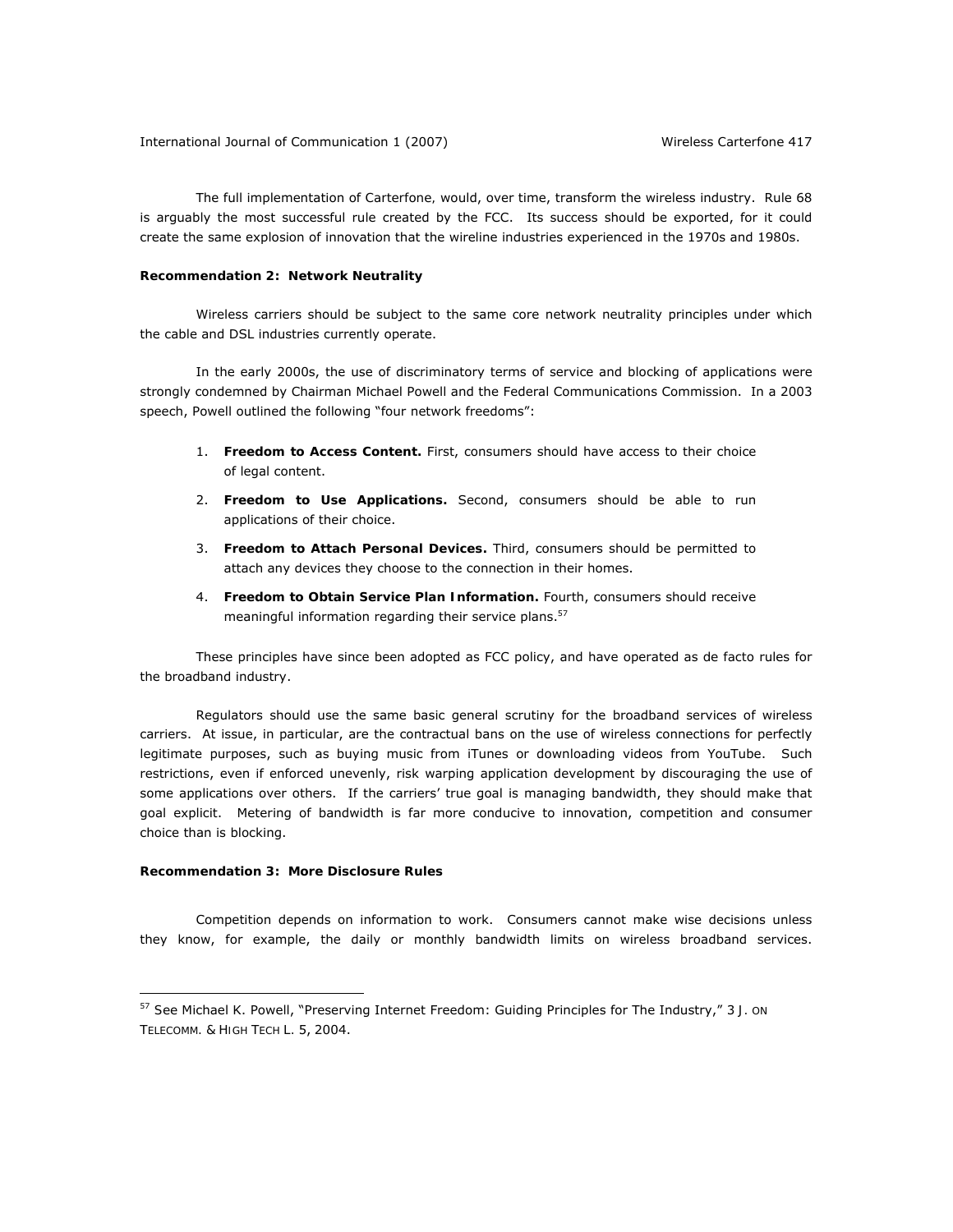The full implementation of Carterfone, would, over time, transform the wireless industry. Rule 68 is arguably the most successful rule created by the FCC. Its success should be exported, for it could create the same explosion of innovation that the wireline industries experienced in the 1970s and 1980s.

**Recommendation 2: Network Neutrality**

Wireless carriers should be subject to the same core network neutrality principles under which the cable and DSL industries currently operate.

In the early 2000s, the use of discriminatory terms of service and blocking of applications were strongly condemned by Chairman Michael Powell and the Federal Communications Commission. In a 2003 speech, Powell outlined the following "four network freedoms":

1. **Freedom to Access Content.** First, consumers should have access to their choice of legal content.
2. **Freedom to Use Applications.** Second, consumers should be able to run applications of their choice.
3. **Freedom to Attach Personal Devices.** Third, consumers should be permitted to attach any devices they choose to the connection in their homes.
4. **Freedom to Obtain Service Plan Information.** Fourth, consumers should receive meaningful information regarding their service plans.[57]

These principles have since been adopted as FCC policy, and have operated as de facto rules for the broadband industry.

Regulators should use the same basic general scrutiny for the broadband services of wireless carriers. At issue, in particular, are the contractual bans on the use of wireless connections for perfectly legitimate purposes, such as buying music from iTunes or downloading videos from YouTube. Such restrictions, even if enforced unevenly, risk warping application development by discouraging the use of some applications over others. If the carriers' true goal is managing bandwidth, they should make that goal explicit. Metering of bandwidth is far more conducive to innovation, competition and consumer choice than is blocking.

**Recommendation 3: More Disclosure Rules**

Competition depends on information to work. Consumers cannot make wise decisions unless they know, for example, the daily or monthly bandwidth limits on wireless broadband services.

---

[57] See Michael K. Powell, "Preserving Internet Freedom: Guiding Principles for The Industry," 3 J. ON TELECOMM. & HIGH TECH L. 5, 2004.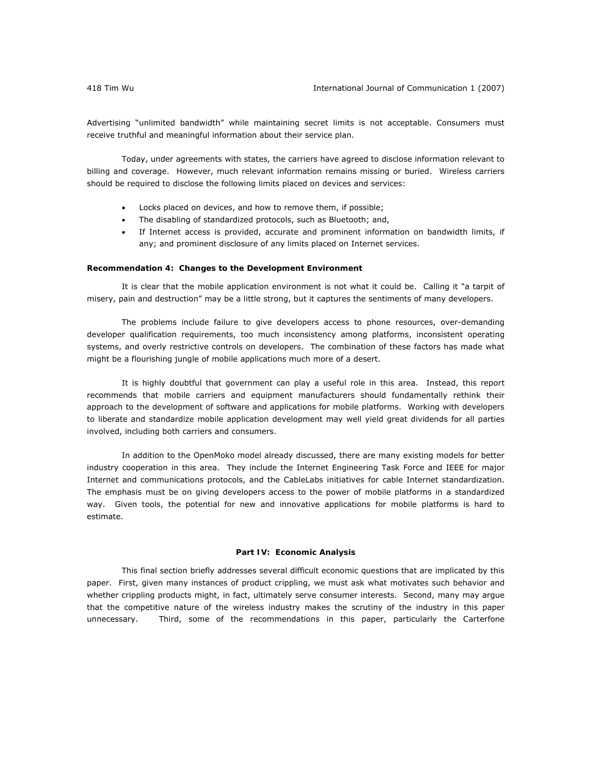Advertising "unlimited bandwidth" while maintaining secret limits is not acceptable. Consumers must receive truthful and meaningful information about their service plan.

Today, under agreements with states, the carriers have agreed to disclose information relevant to billing and coverage. However, much relevant information remains missing or buried. Wireless carriers should be required to disclose the following limits placed on devices and services:

- Locks placed on devices, and how to remove them, if possible;
- The disabling of standardized protocols, such as Bluetooth; and,
- If Internet access is provided, accurate and prominent information on bandwidth limits, if any; and prominent disclosure of any limits placed on Internet services.

**Recommendation 4: Changes to the Development Environment**

It is clear that the mobile application environment is not what it could be. Calling it "a tarpit of misery, pain and destruction" may be a little strong, but it captures the sentiments of many developers.

The problems include failure to give developers access to phone resources, over-demanding developer qualification requirements, too much inconsistency among platforms, inconsistent operating systems, and overly restrictive controls on developers. The combination of these factors has made what might be a flourishing jungle of mobile applications much more of a desert.

It is highly doubtful that government can play a useful role in this area. Instead, this report recommends that mobile carriers and equipment manufacturers should fundamentally rethink their approach to the development of software and applications for mobile platforms. Working with developers to liberate and standardize mobile application development may well yield great dividends for all parties involved, including both carriers and consumers.

In addition to the OpenMoko model already discussed, there are many existing models for better industry cooperation in this area. They include the Internet Engineering Task Force and IEEE for major Internet and communications protocols, and the CableLabs initiatives for cable Internet standardization. The emphasis must be on giving developers access to the power of mobile platforms in a standardized way. Given tools, the potential for new and innovative applications for mobile platforms is hard to estimate.

## Part IV: Economic Analysis

This final section briefly addresses several difficult economic questions that are implicated by this paper. First, given many instances of product crippling, we must ask what motivates such behavior and whether crippling products might, in fact, ultimately serve consumer interests. Second, many may argue that the competitive nature of the wireless industry makes the scrutiny of the industry in this paper unnecessary. Third, some of the recommendations in this paper, particularly the Carterfone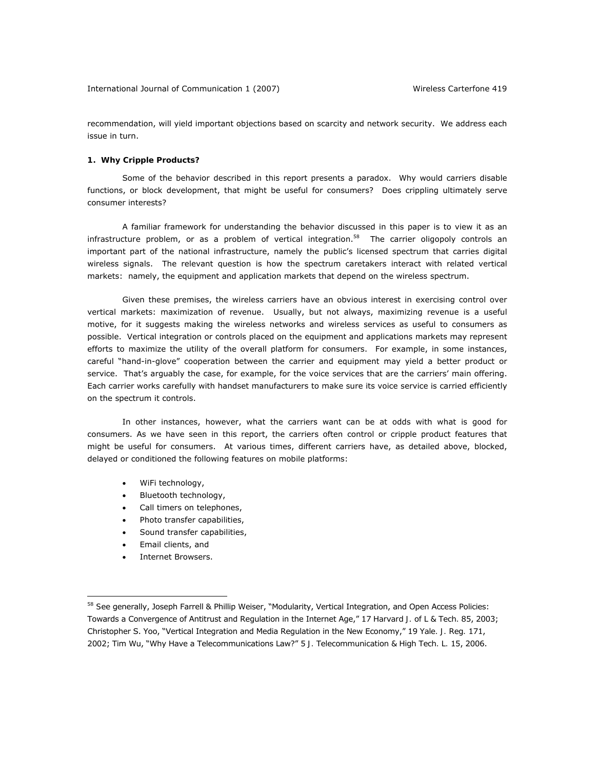recommendation, will yield important objections based on scarcity and network security. We address each issue in turn.

**1. Why Cripple Products?**

Some of the behavior described in this report presents a paradox. Why would carriers disable functions, or block development, that might be useful for consumers? Does crippling ultimately serve consumer interests?

A familiar framework for understanding the behavior discussed in this paper is to view it as an infrastructure problem, or as a problem of vertical integration.[58] The carrier oligopoly controls an important part of the national infrastructure, namely the public's licensed spectrum that carries digital wireless signals. The relevant question is how the spectrum caretakers interact with related vertical markets: namely, the equipment and application markets that depend on the wireless spectrum.

Given these premises, the wireless carriers have an obvious interest in exercising control over vertical markets: maximization of revenue. Usually, but not always, maximizing revenue is a useful motive, for it suggests making the wireless networks and wireless services as useful to consumers as possible. Vertical integration or controls placed on the equipment and applications markets may represent efforts to maximize the utility of the overall platform for consumers. For example, in some instances, careful "hand-in-glove" cooperation between the carrier and equipment may yield a better product or service. That's arguably the case, for example, for the voice services that are the carriers' main offering. Each carrier works carefully with handset manufacturers to make sure its voice service is carried efficiently on the spectrum it controls.

In other instances, however, what the carriers want can be at odds with what is good for consumers. As we have seen in this report, the carriers often control or cripple product features that might be useful for consumers. At various times, different carriers have, as detailed above, blocked, delayed or conditioned the following features on mobile platforms:

- WiFi technology,
- Bluetooth technology,
- Call timers on telephones,
- Photo transfer capabilities,
- Sound transfer capabilities,
- Email clients, and
- Internet Browsers.

---

[58] See generally, Joseph Farrell & Phillip Weiser, "Modularity, Vertical Integration, and Open Access Policies: Towards a Convergence of Antitrust and Regulation in the Internet Age," 17 Harvard J. of L & Tech. 85, 2003; Christopher S. Yoo, "Vertical Integration and Media Regulation in the New Economy," 19 Yale. J. Reg. 171, 2002; Tim Wu, "Why Have a Telecommunications Law?" 5 J. Telecommunication & High Tech. L. 15, 2006.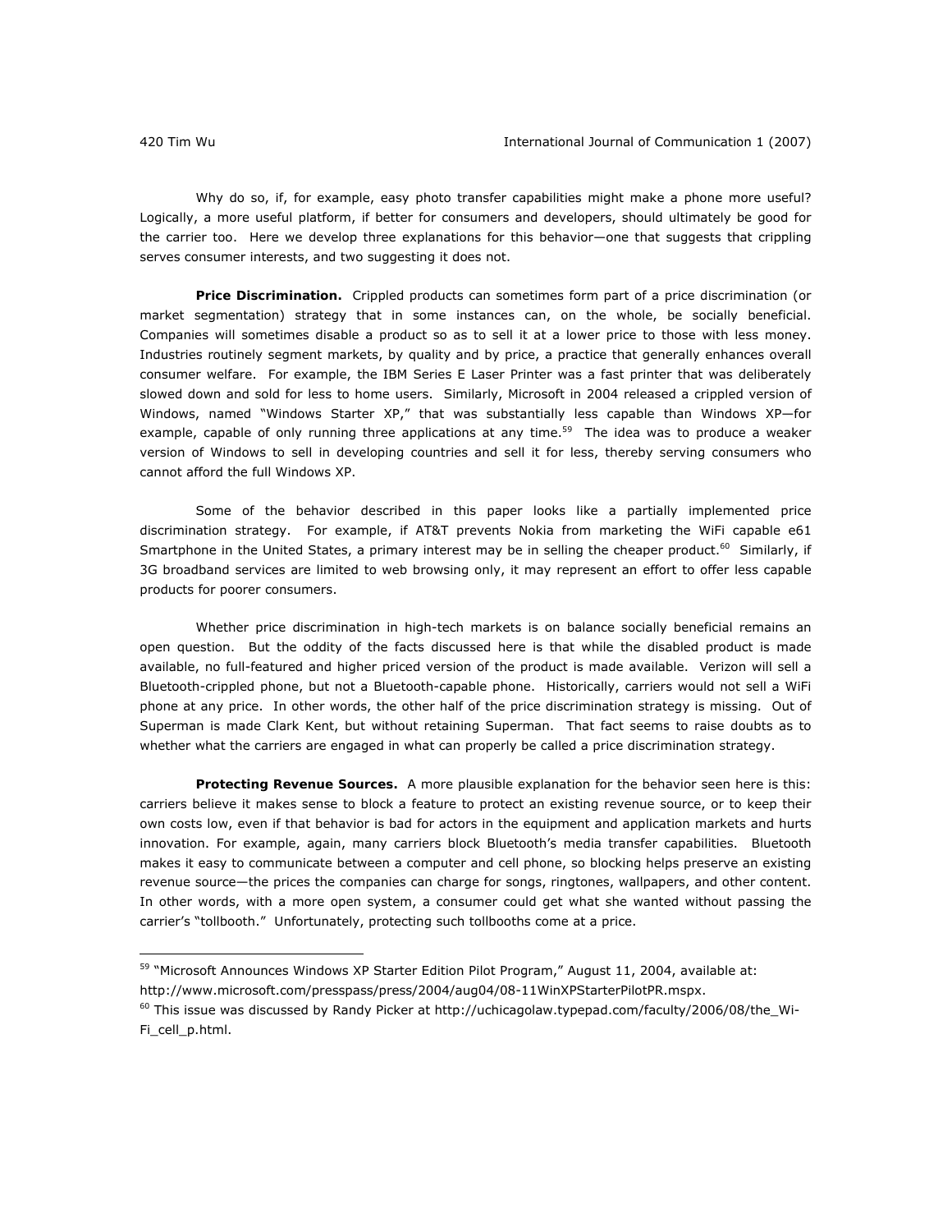Why do so, if, for example, easy photo transfer capabilities might make a phone more useful? Logically, a more useful platform, if better for consumers and developers, should ultimately be good for the carrier too. Here we develop three explanations for this behavior—one that suggests that crippling serves consumer interests, and two suggesting it does not.

**Price Discrimination.** Crippled products can sometimes form part of a price discrimination (or market segmentation) strategy that in some instances can, on the whole, be socially beneficial. Companies will sometimes disable a product so as to sell it at a lower price to those with less money. Industries routinely segment markets, by quality and by price, a practice that generally enhances overall consumer welfare. For example, the IBM Series E Laser Printer was a fast printer that was deliberately slowed down and sold for less to home users. Similarly, Microsoft in 2004 released a crippled version of Windows, named "Windows Starter XP," that was substantially less capable than Windows XP—for example, capable of only running three applications at any time.[59] The idea was to produce a weaker version of Windows to sell in developing countries and sell it for less, thereby serving consumers who cannot afford the full Windows XP.

Some of the behavior described in this paper looks like a partially implemented price discrimination strategy. For example, if AT&T prevents Nokia from marketing the WiFi capable e61 Smartphone in the United States, a primary interest may be in selling the cheaper product.[60] Similarly, if 3G broadband services are limited to web browsing only, it may represent an effort to offer less capable products for poorer consumers.

Whether price discrimination in high-tech markets is on balance socially beneficial remains an open question. But the oddity of the facts discussed here is that while the disabled product is made available, no full-featured and higher priced version of the product is made available. Verizon will sell a Bluetooth-crippled phone, but not a Bluetooth-capable phone. Historically, carriers would not sell a WiFi phone at any price. In other words, the other half of the price discrimination strategy is missing. Out of Superman is made Clark Kent, but without retaining Superman. That fact seems to raise doubts as to whether what the carriers are engaged in what can properly be called a price discrimination strategy.

**Protecting Revenue Sources.** A more plausible explanation for the behavior seen here is this: carriers believe it makes sense to block a feature to protect an existing revenue source, or to keep their own costs low, even if that behavior is bad for actors in the equipment and application markets and hurts innovation. For example, again, many carriers block Bluetooth's media transfer capabilities. Bluetooth makes it easy to communicate between a computer and cell phone, so blocking helps preserve an existing revenue source—the prices the companies can charge for songs, ringtones, wallpapers, and other content. In other words, with a more open system, a consumer could get what she wanted without passing the carrier's "tollbooth." Unfortunately, protecting such tollbooths come at a price.

---

[59] "Microsoft Announces Windows XP Starter Edition Pilot Program," August 11, 2004, available at: http://www.microsoft.com/presspass/press/2004/aug04/08-11WinXPStarterPilotPR.mspx.

[60] This issue was discussed by Randy Picker at http://uchicagolaw.typepad.com/faculty/2006/08/the_Wi-Fi_cell_p.html.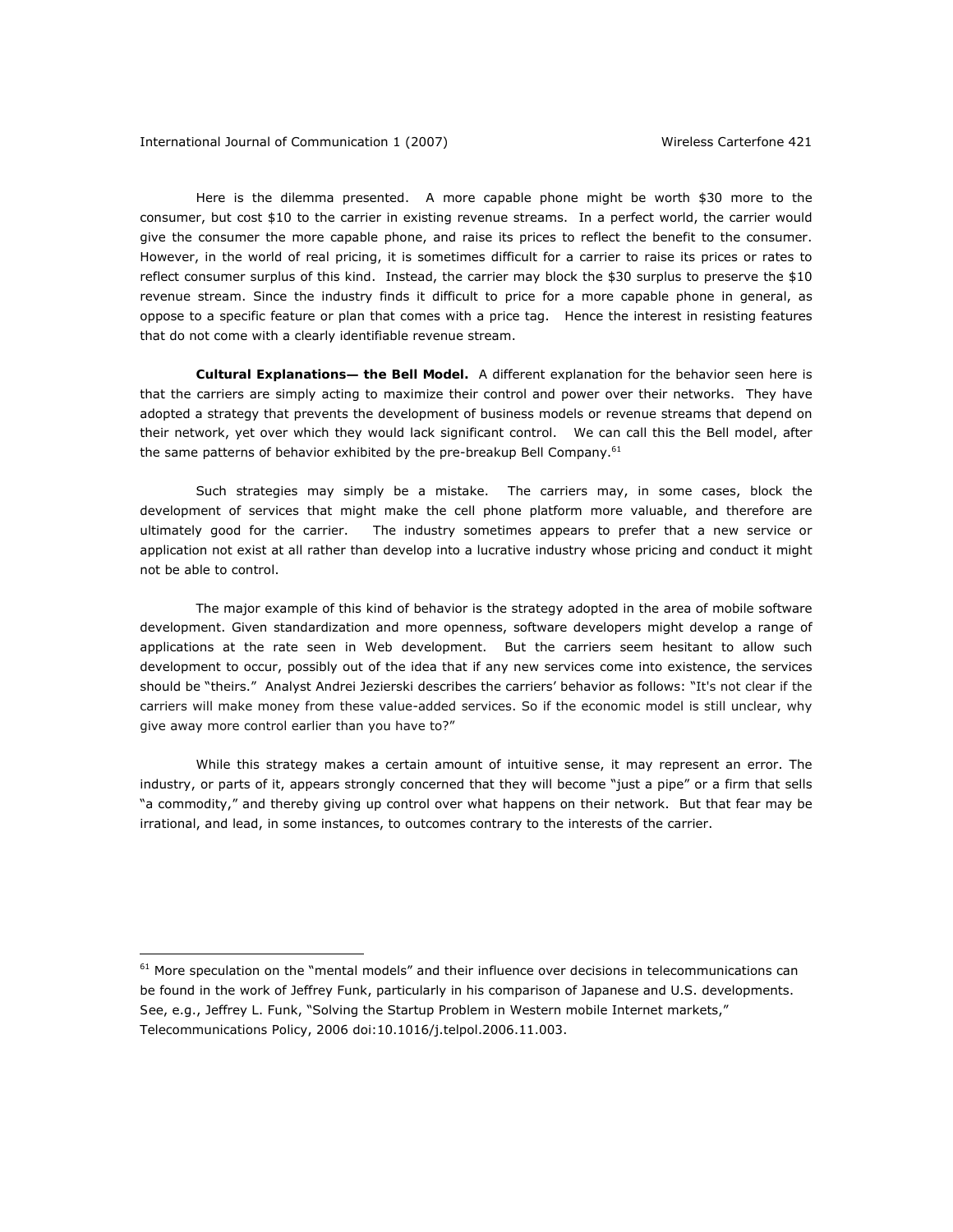Here is the dilemma presented. A more capable phone might be worth $30 more to the consumer, but cost $10 to the carrier in existing revenue streams. In a perfect world, the carrier would give the consumer the more capable phone, and raise its prices to reflect the benefit to the consumer. However, in the world of real pricing, it is sometimes difficult for a carrier to raise its prices or rates to reflect consumer surplus of this kind. Instead, the carrier may block the $30 surplus to preserve the $10 revenue stream. Since the industry finds it difficult to price for a more capable phone in general, as oppose to a specific feature or plan that comes with a price tag. Hence the interest in resisting features that do not come with a clearly identifiable revenue stream.

***Cultural Explanations— the Bell Model.*** A different explanation for the behavior seen here is that the carriers are simply acting to maximize their control and power over their networks. They have adopted a strategy that prevents the development of business models or revenue streams that depend on their network, yet over which they would lack significant control. We can call this the Bell model, after the same patterns of behavior exhibited by the pre-breakup Bell Company.[61]

Such strategies may simply be a mistake. The carriers may, in some cases, block the development of services that might make the cell phone platform more valuable, and therefore are ultimately good for the carrier. The industry sometimes appears to prefer that a new service or application not exist at all rather than develop into a lucrative industry whose pricing and conduct it might not be able to control.

The major example of this kind of behavior is the strategy adopted in the area of mobile software development. Given standardization and more openness, software developers might develop a range of applications at the rate seen in Web development. But the carriers seem hesitant to allow such development to occur, possibly out of the idea that if any new services come into existence, the services should be "theirs." Analyst Andrei Jezierski describes the carriers' behavior as follows: "It's not clear if the carriers will make money from these value-added services. So if the economic model is still unclear, why give away more control earlier than you have to?"

While this strategy makes a certain amount of intuitive sense, it may represent an error. The industry, or parts of it, appears strongly concerned that they will become "just a pipe" or a firm that sells "a commodity," and thereby giving up control over what happens on their network. But that fear may be irrational, and lead, in some instances, to outcomes contrary to the interests of the carrier.

---

[61] More speculation on the "mental models" and their influence over decisions in telecommunications can be found in the work of Jeffrey Funk, particularly in his comparison of Japanese and U.S. developments. See, e.g., Jeffrey L. Funk, "Solving the Startup Problem in Western mobile Internet markets," Telecommunications Policy, 2006 doi:10.1016/j.telpol.2006.11.003.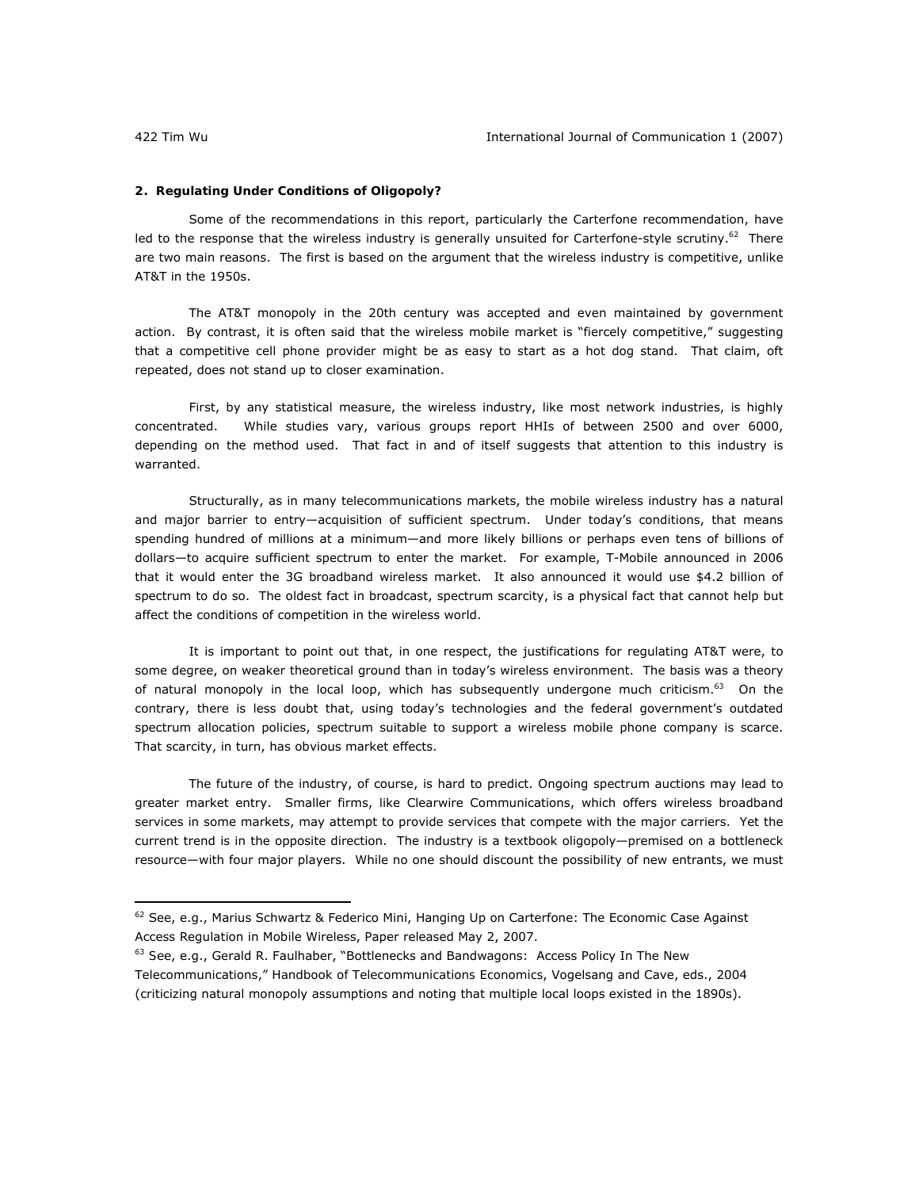**2. Regulating Under Conditions of Oligopoly?**

Some of the recommendations in this report, particularly the Carterfone recommendation, have led to the response that the wireless industry is generally unsuited for Carterfone-style scrutiny.[62] There are two main reasons. The first is based on the argument that the wireless industry is competitive, unlike AT&T in the 1950s.

The AT&T monopoly in the 20th century was accepted and even maintained by government action. By contrast, it is often said that the wireless mobile market is "fiercely competitive," suggesting that a competitive cell phone provider might be as easy to start as a hot dog stand. That claim, oft repeated, does not stand up to closer examination.

First, by any statistical measure, the wireless industry, like most network industries, is highly concentrated. While studies vary, various groups report HHIs of between 2500 and over 6000, depending on the method used. That fact in and of itself suggests that attention to this industry is warranted.

Structurally, as in many telecommunications markets, the mobile wireless industry has a natural and major barrier to entry—acquisition of sufficient spectrum. Under today's conditions, that means spending hundred of millions at a minimum—and more likely billions or perhaps even tens of billions of dollars—to acquire sufficient spectrum to enter the market. For example, T-Mobile announced in 2006 that it would enter the 3G broadband wireless market. It also announced it would use $4.2 billion of spectrum to do so. The oldest fact in broadcast, spectrum scarcity, is a physical fact that cannot help but affect the conditions of competition in the wireless world.

It is important to point out that, in one respect, the justifications for regulating AT&T were, to some degree, on weaker theoretical ground than in today's wireless environment. The basis was a theory of natural monopoly in the local loop, which has subsequently undergone much criticism.[63] On the contrary, there is less doubt that, using today's technologies and the federal government's outdated spectrum allocation policies, spectrum suitable to support a wireless mobile phone company is scarce. That scarcity, in turn, has obvious market effects.

The future of the industry, of course, is hard to predict. Ongoing spectrum auctions may lead to greater market entry. Smaller firms, like Clearwire Communications, which offers wireless broadband services in some markets, may attempt to provide services that compete with the major carriers. Yet the current trend is in the opposite direction. The industry is a textbook oligopoly—premised on a bottleneck resource—with four major players. While no one should discount the possibility of new entrants, we must

---

[62] See, e.g., Marius Schwartz & Federico Mini, Hanging Up on Carterfone: The Economic Case Against Access Regulation in Mobile Wireless, Paper released May 2, 2007.

[63] See, e.g., Gerald R. Faulhaber, "Bottlenecks and Bandwagons: Access Policy In The New Telecommunications," Handbook of Telecommunications Economics, Vogelsang and Cave, eds., 2004 (criticizing natural monopoly assumptions and noting that multiple local loops existed in the 1890s).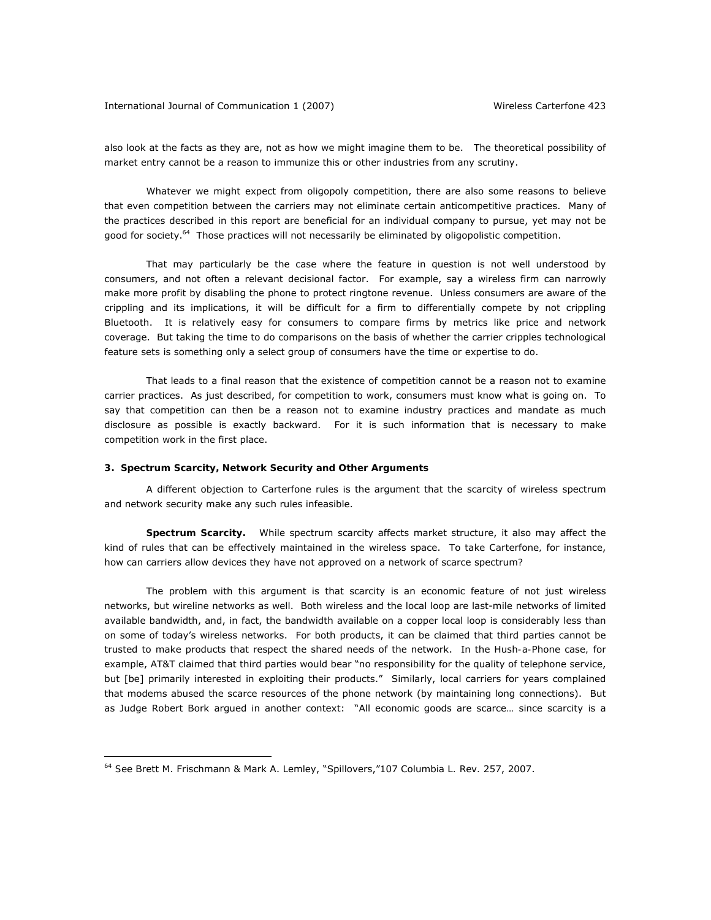also look at the facts as they are, not as how we might imagine them to be. The theoretical possibility of market entry cannot be a reason to immunize this or other industries from any scrutiny.

Whatever we might expect from oligopoly competition, there are also some reasons to believe that even competition between the carriers may not eliminate certain anticompetitive practices. Many of the practices described in this report are beneficial for an individual company to pursue, yet may not be good for society.[64] Those practices will not necessarily be eliminated by oligopolistic competition.

That may particularly be the case where the feature in question is not well understood by consumers, and not often a relevant decisional factor. For example, say a wireless firm can narrowly make more profit by disabling the phone to protect ringtone revenue. Unless consumers are aware of the crippling and its implications, it will be difficult for a firm to differentially compete by not crippling Bluetooth. It is relatively easy for consumers to compare firms by metrics like price and network coverage. But taking the time to do comparisons on the basis of whether the carrier cripples technological feature sets is something only a select group of consumers have the time or expertise to do.

That leads to a final reason that the existence of competition cannot be a reason not to examine carrier practices. As just described, for competition to work, consumers must know what is going on. To say that competition can then be a reason not to examine industry practices and mandate as much disclosure as possible is exactly backward. For it is such information that is necessary to make competition work in the first place.

### 3. Spectrum Scarcity, Network Security and Other Arguments

A different objection to Carterfone rules is the argument that the scarcity of wireless spectrum and network security make any such rules infeasible.

**Spectrum Scarcity.** While spectrum scarcity affects market structure, it also may affect the kind of rules that can be effectively maintained in the wireless space. To take *Carterfone*, for instance, how can carriers allow devices they have not approved on a network of scarce spectrum?

The problem with this argument is that scarcity is an economic feature of not just wireless networks, but wireline networks as well. Both wireless and the local loop are last-mile networks of limited available bandwidth, and, in fact, the bandwidth available on a copper local loop is considerably less than on some of today's wireless networks. For both products, it can be claimed that third parties cannot be trusted to make products that respect the shared needs of the network. In the *Hush-a-Phone* case, for example, AT&T claimed that third parties would bear "no responsibility for the quality of telephone service, but [be] primarily interested in exploiting their products." Similarly, local carriers for years complained that modems abused the scarce resources of the phone network (by maintaining long connections). But as Judge Robert Bork argued in another context: "All economic goods are scarce… since scarcity is a

---

[64] See Brett M. Frischmann & Mark A. Lemley, "Spillovers,"107 Columbia L. Rev. 257, 2007.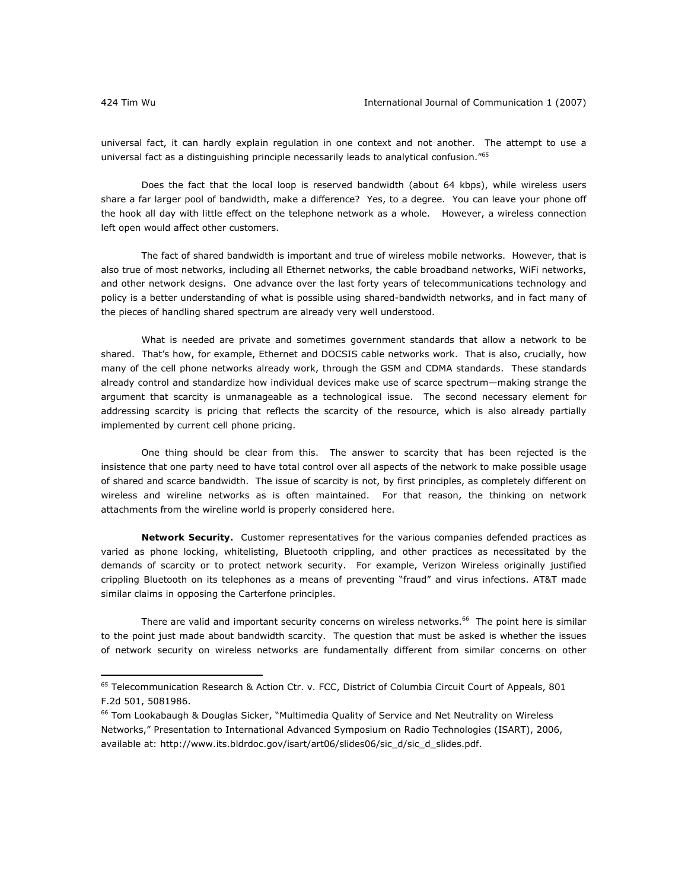universal fact, it can hardly explain regulation in one context and not another. The attempt to use a universal fact as a distinguishing principle necessarily leads to analytical confusion."[65]

Does the fact that the local loop is reserved bandwidth (about 64 kbps), while wireless users share a far larger pool of bandwidth, make a difference? Yes, to a degree. You can leave your phone off the hook all day with little effect on the telephone network as a whole. However, a wireless connection left open would affect other customers.

The fact of shared bandwidth is important and true of wireless mobile networks. However, that is also true of most networks, including all Ethernet networks, the cable broadband networks, WiFi networks, and other network designs. One advance over the last forty years of telecommunications technology and policy is a better understanding of what is possible using shared-bandwidth networks, and in fact many of the pieces of handling shared spectrum are already very well understood.

What is needed are private and sometimes government standards that allow a network to be shared. That's how, for example, Ethernet and DOCSIS cable networks work. That is also, crucially, how many of the cell phone networks already work, through the GSM and CDMA standards. These standards already control and standardize how individual devices make use of scarce spectrum—making strange the argument that scarcity is unmanageable as a technological issue. The second necessary element for addressing scarcity is pricing that reflects the scarcity of the resource, which is also already partially implemented by current cell phone pricing.

One thing should be clear from this. The answer to scarcity that has been rejected is the insistence that one party need to have total control over all aspects of the network to make possible usage of shared and scarce bandwidth. The issue of scarcity is not, by first principles, as completely different on wireless and wireline networks as is often maintained. For that reason, the thinking on network attachments from the wireline world is properly considered here.

**Network Security.** Customer representatives for the various companies defended practices as varied as phone locking, whitelisting, Bluetooth crippling, and other practices as necessitated by the demands of scarcity or to protect network security. For example, Verizon Wireless originally justified crippling Bluetooth on its telephones as a means of preventing "fraud" and virus infections. AT&T made similar claims in opposing the Carterfone principles.

There are valid and important security concerns on wireless networks.[66] The point here is similar to the point just made about bandwidth scarcity. The question that must be asked is whether the issues of network security on wireless networks are fundamentally different from similar concerns on other

---

[65] Telecommunication Research & Action Ctr. v. FCC, District of Columbia Circuit Court of Appeals, 801 F.2d 501, 5081986.

[66] Tom Lookabaugh & Douglas Sicker, "Multimedia Quality of Service and Net Neutrality on Wireless Networks," Presentation to International Advanced Symposium on Radio Technologies (ISART), 2006, available at: http://www.its.bldrdoc.gov/isart/art06/slides06/sic_d/sic_d_slides.pdf.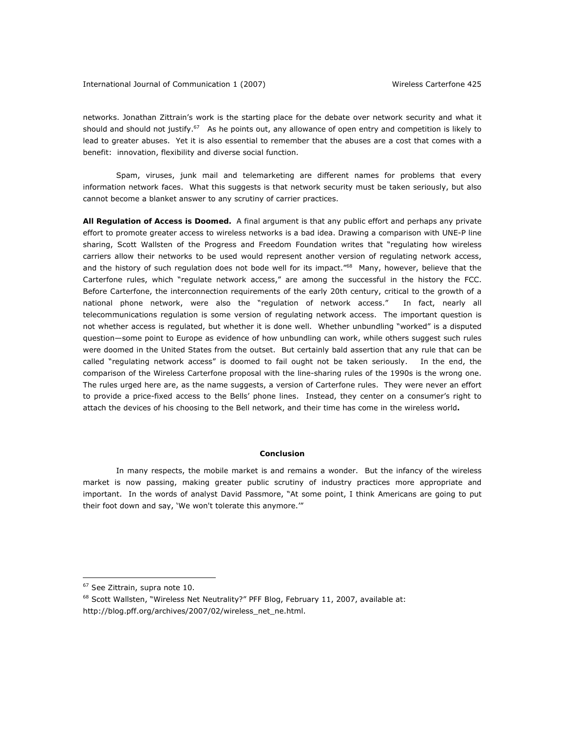networks. Jonathan Zittrain's work is the starting place for the debate over network security and what it should and should not justify.[67] As he points out, any allowance of open entry and competition is likely to lead to greater abuses. Yet it is also essential to remember that the abuses are a cost that comes with a benefit: innovation, flexibility and diverse social function.

Spam, viruses, junk mail and telemarketing are different names for problems that every information network faces. What this suggests is that network security must be taken seriously, but also cannot become a blanket answer to any scrutiny of carrier practices.

**All Regulation of Access is Doomed.** A final argument is that any public effort and perhaps any private effort to promote greater access to wireless networks is a bad idea. Drawing a comparison with UNE-P line sharing, Scott Wallsten of the Progress and Freedom Foundation writes that "regulating how wireless carriers allow their networks to be used would represent another version of regulating network access, and the history of such regulation does not bode well for its impact."[68] Many, however, believe that the Carterfone rules, which "regulate network access," are among the successful in the history the FCC. Before Carterfone, the interconnection requirements of the early 20th century, critical to the growth of a national phone network, were also the "regulation of network access." In fact, nearly all telecommunications regulation is some version of regulating network access. The important question is not whether access is regulated, but whether it is done well. Whether unbundling "worked" is a disputed question—some point to Europe as evidence of how unbundling can work, while others suggest such rules were doomed in the United States from the outset. But certainly bald assertion that any rule that can be called "regulating network access" is doomed to fail ought not be taken seriously. In the end, the comparison of the Wireless Carterfone proposal with the line-sharing rules of the 1990s is the wrong one. The rules urged here are, as the name suggests, a version of Carterfone rules. They were never an effort to provide a price-fixed access to the Bells' phone lines. Instead, they center on a consumer's right to attach the devices of his choosing to the Bell network, and their time has come in the wireless world**.**

## Conclusion

In many respects, the mobile market is and remains a wonder. But the infancy of the wireless market is now passing, making greater public scrutiny of industry practices more appropriate and important. In the words of analyst David Passmore, "At some point, I think Americans are going to put their foot down and say, 'We won't tolerate this anymore.'"

---

[67] See Zittrain, supra note 10.

[68] Scott Wallsten, "Wireless Net Neutrality?" PFF Blog, February 11, 2007, available at: http://blog.pff.org/archives/2007/02/wireless_net_ne.html.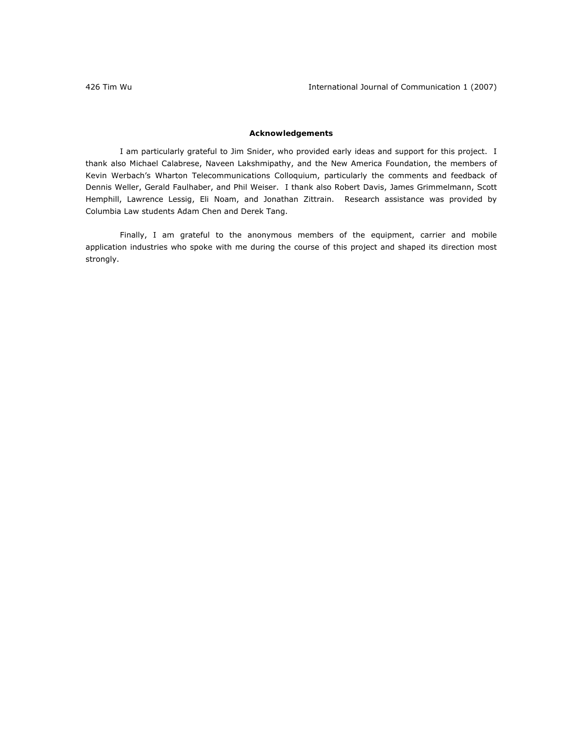## Acknowledgements

I am particularly grateful to Jim Snider, who provided early ideas and support for this project. I thank also Michael Calabrese, Naveen Lakshmipathy, and the New America Foundation, the members of Kevin Werbach's Wharton Telecommunications Colloquium, particularly the comments and feedback of Dennis Weller, Gerald Faulhaber, and Phil Weiser. I thank also Robert Davis, James Grimmelmann, Scott Hemphill, Lawrence Lessig, Eli Noam, and Jonathan Zittrain. Research assistance was provided by Columbia Law students Adam Chen and Derek Tang.

Finally, I am grateful to the anonymous members of the equipment, carrier and mobile application industries who spoke with me during the course of this project and shaped its direction most strongly.